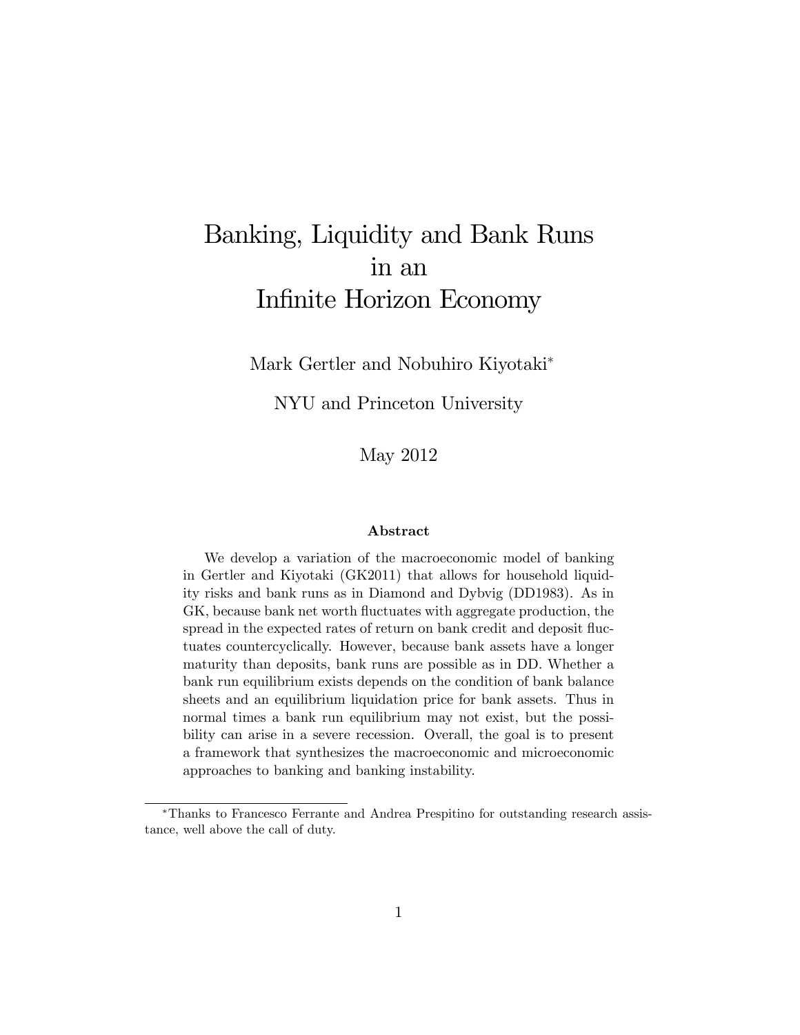# Banking, Liquidity and Bank Runs in an Infinite Horizon Economy

Mark Gertler and Nobuhiro Kiyotaki*

NYU and Princeton University

May 2012

### Abstract

We develop a variation of the macroeconomic model of banking in Gertler and Kiyotaki (GK2011) that allows for household liquidity risks and bank runs as in Diamond and Dybvig (DD1983). As in GK, because bank net worth fluctuates with aggregate production, the spread in the expected rates of return on bank credit and deposit fluctuates countercyclically. However, because bank assets have a longer maturity than deposits, bank runs are possible as in DD. Whether a bank run equilibrium exists depends on the condition of bank balance sheets and an equilibrium liquidation price for bank assets. Thus in normal times a bank run equilibrium may not exist, but the possibility can arise in a severe recession. Overall, the goal is to present a framework that synthesizes the macroeconomic and microeconomic approaches to banking and banking instability.

---

*Thanks to Francesco Ferrante and Andrea Prespitino for outstanding research assistance, well above the call of duty.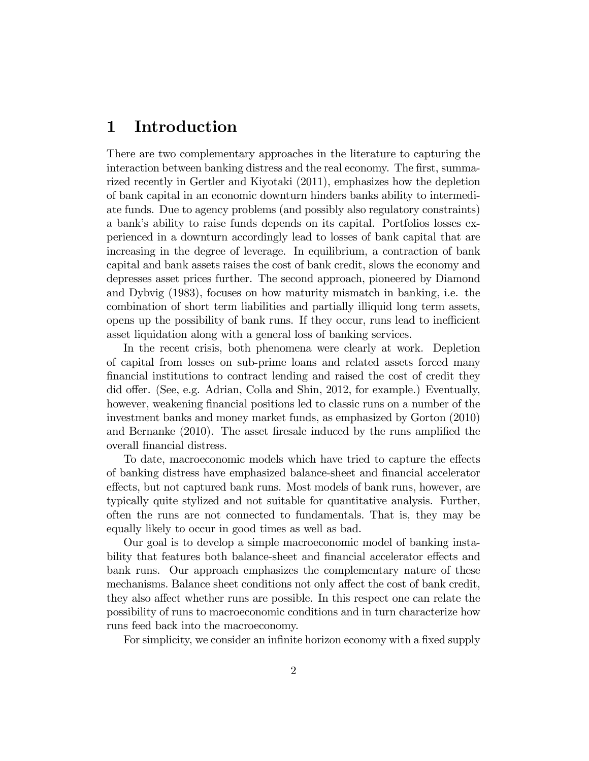# 1 Introduction

There are two complementary approaches in the literature to capturing the interaction between banking distress and the real economy. The first, summarized recently in Gertler and Kiyotaki (2011), emphasizes how the depletion of bank capital in an economic downturn hinders banks ability to intermediate funds. Due to agency problems (and possibly also regulatory constraints) a bank's ability to raise funds depends on its capital. Portfolios losses experienced in a downturn accordingly lead to losses of bank capital that are increasing in the degree of leverage. In equilibrium, a contraction of bank capital and bank assets raises the cost of bank credit, slows the economy and depresses asset prices further. The second approach, pioneered by Diamond and Dybvig (1983), focuses on how maturity mismatch in banking, i.e. the combination of short term liabilities and partially illiquid long term assets, opens up the possibility of bank runs. If they occur, runs lead to inefficient asset liquidation along with a general loss of banking services.

In the recent crisis, both phenomena were clearly at work. Depletion of capital from losses on sub-prime loans and related assets forced many financial institutions to contract lending and raised the cost of credit they did offer. (See, e.g. Adrian, Colla and Shin, 2012, for example.) Eventually, however, weakening financial positions led to classic runs on a number of the investment banks and money market funds, as emphasized by Gorton (2010) and Bernanke (2010). The asset firesale induced by the runs amplified the overall financial distress.

To date, macroeconomic models which have tried to capture the effects of banking distress have emphasized balance-sheet and financial accelerator effects, but not captured bank runs. Most models of bank runs, however, are typically quite stylized and not suitable for quantitative analysis. Further, often the runs are not connected to fundamentals. That is, they may be equally likely to occur in good times as well as bad.

Our goal is to develop a simple macroeconomic model of banking instability that features both balance-sheet and financial accelerator effects and bank runs. Our approach emphasizes the complementary nature of these mechanisms. Balance sheet conditions not only affect the cost of bank credit, they also affect whether runs are possible. In this respect one can relate the possibility of runs to macroeconomic conditions and in turn characterize how runs feed back into the macroeconomy.

For simplicity, we consider an infinite horizon economy with a fixed supply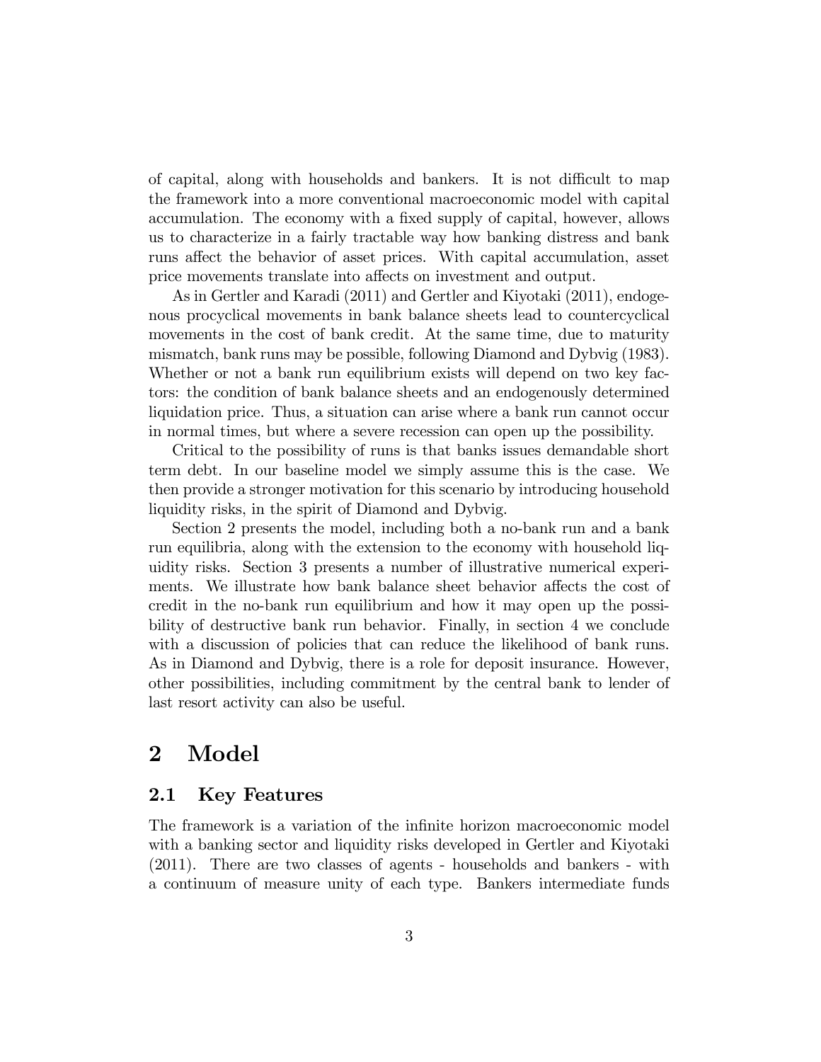of capital, along with households and bankers. It is not difficult to map the framework into a more conventional macroeconomic model with capital accumulation. The economy with a fixed supply of capital, however, allows us to characterize in a fairly tractable way how banking distress and bank runs affect the behavior of asset prices. With capital accumulation, asset price movements translate into affects on investment and output.

As in Gertler and Karadi (2011) and Gertler and Kiyotaki (2011), endogenous procyclical movements in bank balance sheets lead to countercyclical movements in the cost of bank credit. At the same time, due to maturity mismatch, bank runs may be possible, following Diamond and Dybvig (1983). Whether or not a bank run equilibrium exists will depend on two key factors: the condition of bank balance sheets and an endogenously determined liquidation price. Thus, a situation can arise where a bank run cannot occur in normal times, but where a severe recession can open up the possibility.

Critical to the possibility of runs is that banks issues demandable short term debt. In our baseline model we simply assume this is the case. We then provide a stronger motivation for this scenario by introducing household liquidity risks, in the spirit of Diamond and Dybvig.

Section 2 presents the model, including both a no-bank run and a bank run equilibria, along with the extension to the economy with household liquidity risks. Section 3 presents a number of illustrative numerical experiments. We illustrate how bank balance sheet behavior affects the cost of credit in the no-bank run equilibrium and how it may open up the possibility of destructive bank run behavior. Finally, in section 4 we conclude with a discussion of policies that can reduce the likelihood of bank runs. As in Diamond and Dybvig, there is a role for deposit insurance. However, other possibilities, including commitment by the central bank to lender of last resort activity can also be useful.

# 2 Model

## 2.1 Key Features

The framework is a variation of the infinite horizon macroeconomic model with a banking sector and liquidity risks developed in Gertler and Kiyotaki (2011). There are two classes of agents - households and bankers - with a continuum of measure unity of each type. Bankers intermediate funds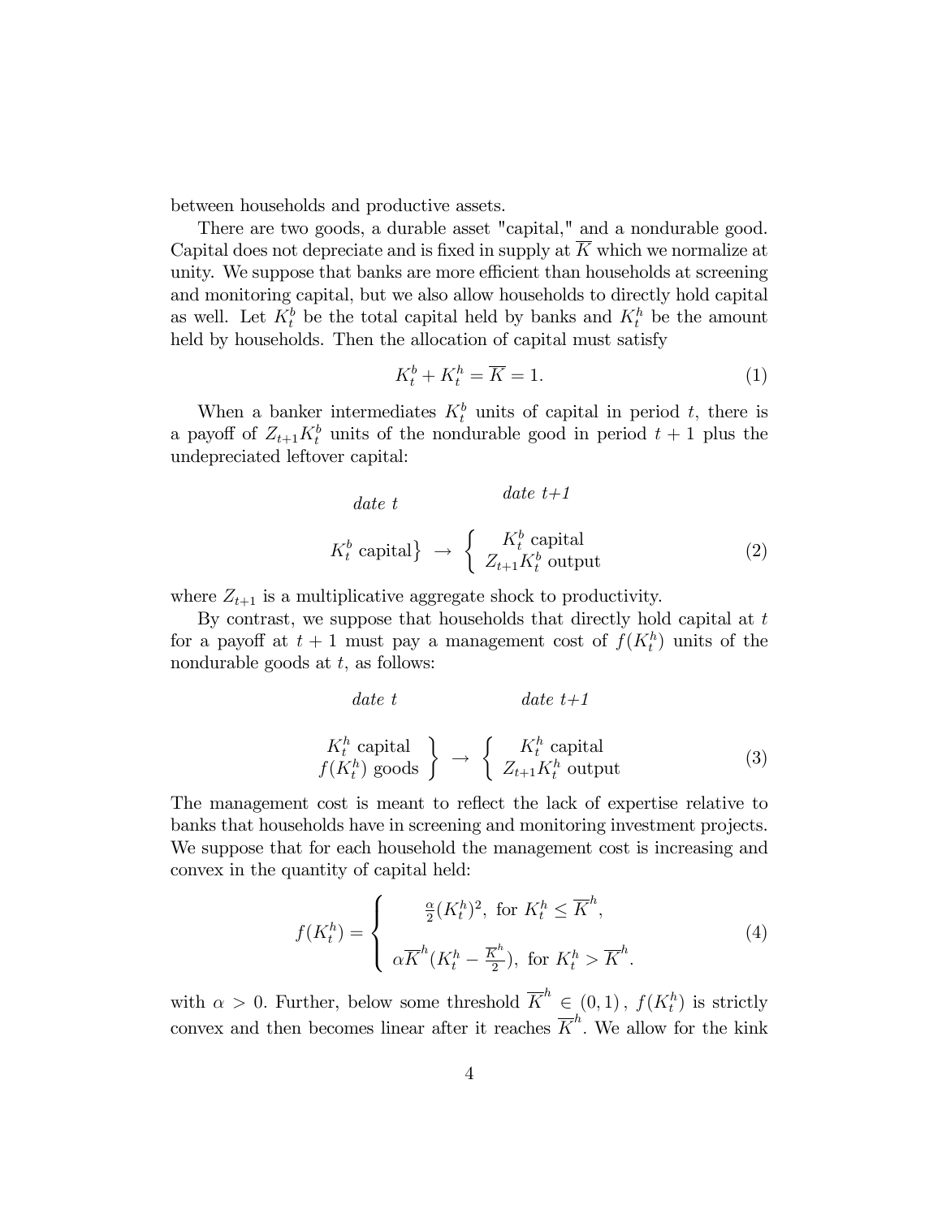between households and productive assets.

There are two goods, a durable asset "capital," and a nondurable good. Capital does not depreciate and is fixed in supply at $\overline{K}$ which we normalize at unity. We suppose that banks are more efficient than households at screening and monitoring capital, but we also allow households to directly hold capital as well. Let $K_t^b$ be the total capital held by banks and $K_t^h$ be the amount held by households. Then the allocation of capital must satisfy

$$K_t^b + K_t^h = \overline{K} = 1. \tag{1}$$

When a banker intermediates $K_t^b$ units of capital in period $t$, there is a payoff of $Z_{t+1}K_t^b$ units of the nondurable good in period $t+1$ plus the undepreciated leftover capital:

$$\begin{array}{ccc} \textit{date } t & & \textit{date t+1} \\ & & \\ K_t^b \text{ capital}\} & \rightarrow & \left\{ \begin{array}{c} K_t^b \text{ capital} \\ Z_{t+1}K_t^b \text{ output} \end{array} \right. \end{array} \tag{2}$$

where $Z_{t+1}$ is a multiplicative aggregate shock to productivity.

By contrast, we suppose that households that directly hold capital at $t$ for a payoff at $t+1$ must pay a management cost of $f(K_t^h)$ units of the nondurable goods at $t$, as follows:

$$\begin{array}{ccc} \textit{date } t & & \textit{date t+1} \\ & & \\ \left. \begin{array}{c} K_t^h \text{ capital} \\ f(K_t^h) \text{ goods} \end{array} \right\} & \rightarrow & \left\{ \begin{array}{c} K_t^h \text{ capital} \\ Z_{t+1}K_t^h \text{ output} \end{array} \right. \end{array} \tag{3}$$

The management cost is meant to reflect the lack of expertise relative to banks that households have in screening and monitoring investment projects. We suppose that for each household the management cost is increasing and convex in the quantity of capital held:

$$f(K_t^h) = \left\{ \begin{array}{c} \frac{\alpha}{2}(K_t^h)^2, \text{ for } K_t^h \leq \overline{K}^h, \\ \\ \alpha \overline{K}^h(K_t^h - \frac{\overline{K}^h}{2}), \text{ for } K_t^h > \overline{K}^h. \end{array} \right. \tag{4}$$

with $\alpha > 0$. Further, below some threshold $\overline{K}^h \in (0,1)$, $f(K_t^h)$ is strictly convex and then becomes linear after it reaches $\overline{K}^h$. We allow for the kink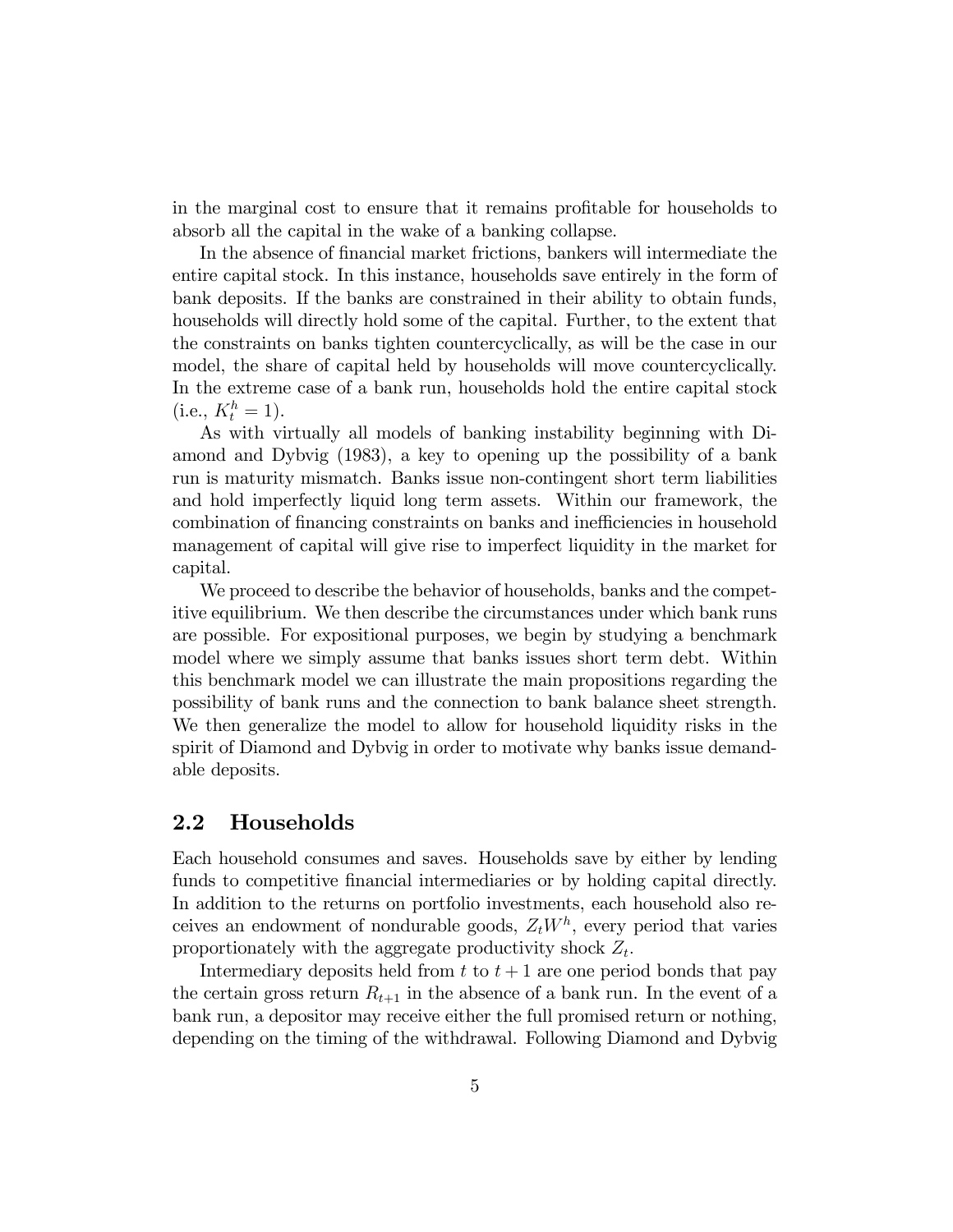in the marginal cost to ensure that it remains profitable for households to absorb all the capital in the wake of a banking collapse.

In the absence of financial market frictions, bankers will intermediate the entire capital stock. In this instance, households save entirely in the form of bank deposits. If the banks are constrained in their ability to obtain funds, households will directly hold some of the capital. Further, to the extent that the constraints on banks tighten countercyclically, as will be the case in our model, the share of capital held by households will move countercyclically. In the extreme case of a bank run, households hold the entire capital stock (i.e., $K_t^h = 1$).

As with virtually all models of banking instability beginning with Diamond and Dybvig (1983), a key to opening up the possibility of a bank run is maturity mismatch. Banks issue non-contingent short term liabilities and hold imperfectly liquid long term assets. Within our framework, the combination of financing constraints on banks and inefficiencies in household management of capital will give rise to imperfect liquidity in the market for capital.

We proceed to describe the behavior of households, banks and the competitive equilibrium. We then describe the circumstances under which bank runs are possible. For expositional purposes, we begin by studying a benchmark model where we simply assume that banks issues short term debt. Within this benchmark model we can illustrate the main propositions regarding the possibility of bank runs and the connection to bank balance sheet strength. We then generalize the model to allow for household liquidity risks in the spirit of Diamond and Dybvig in order to motivate why banks issue demandable deposits.

## 2.2 Households

Each household consumes and saves. Households save by either by lending funds to competitive financial intermediaries or by holding capital directly. In addition to the returns on portfolio investments, each household also receives an endowment of nondurable goods, $Z_t W^h$, every period that varies proportionately with the aggregate productivity shock $Z_t$.

Intermediary deposits held from $t$ to $t+1$ are one period bonds that pay the certain gross return $R_{t+1}$ in the absence of a bank run. In the event of a bank run, a depositor may receive either the full promised return or nothing, depending on the timing of the withdrawal. Following Diamond and Dybvig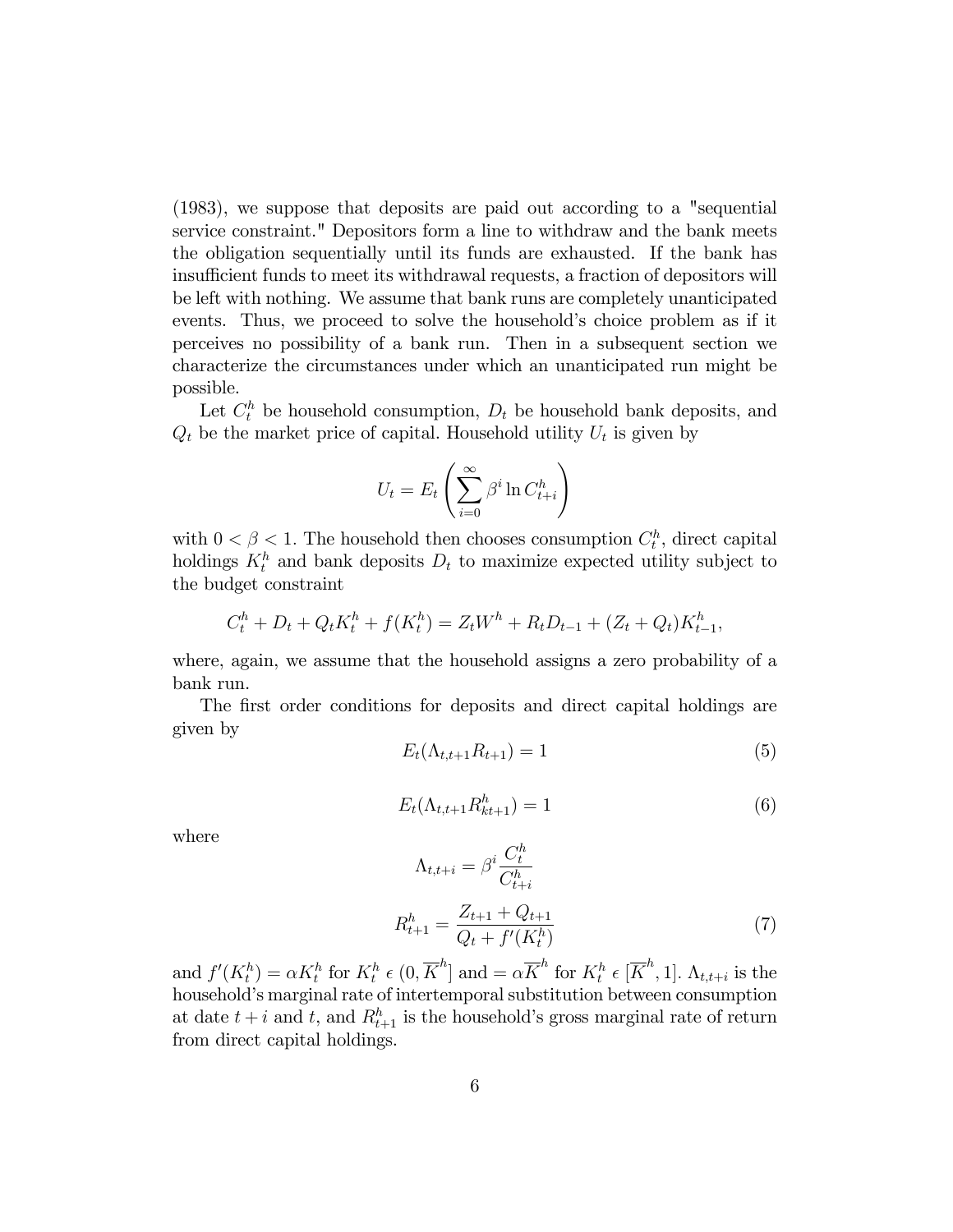(1983), we suppose that deposits are paid out according to a "sequential service constraint." Depositors form a line to withdraw and the bank meets the obligation sequentially until its funds are exhausted. If the bank has insufficient funds to meet its withdrawal requests, a fraction of depositors will be left with nothing. We assume that bank runs are completely unanticipated events. Thus, we proceed to solve the household's choice problem as if it perceives no possibility of a bank run. Then in a subsequent section we characterize the circumstances under which an unanticipated run might be possible.

Let $C_t^h$ be household consumption, $D_t$ be household bank deposits, and $Q_t$ be the market price of capital. Household utility $U_t$ is given by

$$U_t = E_t \left( \sum_{i=0}^{\infty} \beta^i \ln C_{t+i}^h \right)$$

with $0 < \beta < 1$. The household then chooses consumption $C_t^h$, direct capital holdings $K_t^h$ and bank deposits $D_t$ to maximize expected utility subject to the budget constraint

$$C_t^h + D_t + Q_t K_t^h + f(K_t^h) = Z_t W^h + R_t D_{t-1} + (Z_t + Q_t) K_{t-1}^h,$$

where, again, we assume that the household assigns a zero probability of a bank run.

The first order conditions for deposits and direct capital holdings are given by

$$E_t(\Lambda_{t,t+1} R_{t+1}) = 1 \tag{5}$$

$$E_t(\Lambda_{t,t+1} R_{kt+1}^h) = 1 \tag{6}$$

where

$$\Lambda_{t,t+i} = \beta^i \frac{C_t^h}{C_{t+i}^h}$$

$$R_{t+1}^h = \frac{Z_{t+1} + Q_{t+1}}{Q_t + f'(K_t^h)} \tag{7}$$

and $f'(K_t^h) = \alpha K_t^h$ for $K_t^h \in (0, \overline{K}^h]$ and $= \alpha \overline{K}^h$ for $K_t^h \in [\overline{K}^h, 1]$. $\Lambda_{t,t+i}$ is the household's marginal rate of intertemporal substitution between consumption at date $t+i$ and $t$, and $R_{t+1}^h$ is the household's gross marginal rate of return from direct capital holdings.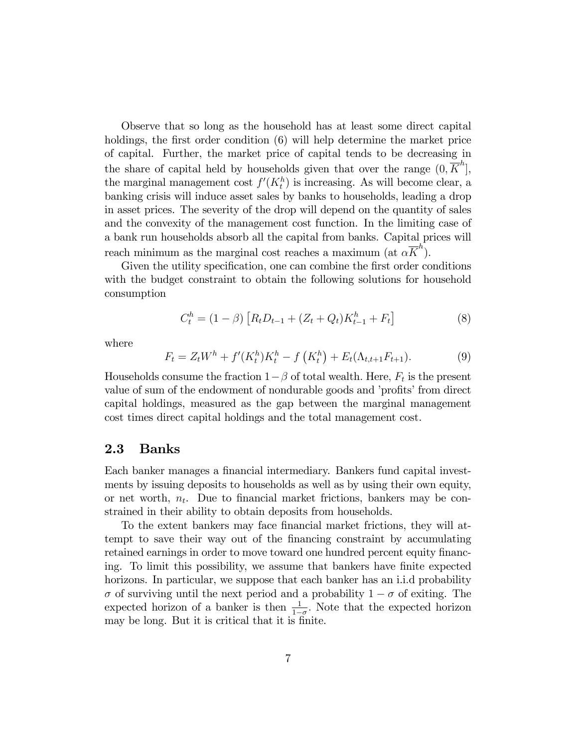Observe that so long as the household has at least some direct capital holdings, the first order condition (6) will help determine the market price of capital. Further, the market price of capital tends to be decreasing in the share of capital held by households given that over the range $(0, \overline{K}^h]$, the marginal management cost $f'(K_t^h)$ is increasing. As will become clear, a banking crisis will induce asset sales by banks to households, leading a drop in asset prices. The severity of the drop will depend on the quantity of sales and the convexity of the management cost function. In the limiting case of a bank run households absorb all the capital from banks. Capital prices will reach minimum as the marginal cost reaches a maximum (at $\alpha\overline{K}^h$).

Given the utility specification, one can combine the first order conditions with the budget constraint to obtain the following solutions for household consumption

$$C_t^h = (1-\beta)\left[R_t D_{t-1} + (Z_t + Q_t)K_{t-1}^h + F_t\right] \tag{8}$$

where

$$F_t = Z_t W^h + f'(K_t^h)K_t^h - f\left(K_t^h\right) + E_t(\Lambda_{t,t+1}F_{t+1}). \tag{9}$$

Households consume the fraction $1-\beta$ of total wealth. Here, $F_t$ is the present value of sum of the endowment of nondurable goods and 'profits' from direct capital holdings, measured as the gap between the marginal management cost times direct capital holdings and the total management cost.

## 2.3 Banks

Each banker manages a financial intermediary. Bankers fund capital investments by issuing deposits to households as well as by using their own equity, or net worth, $n_t$. Due to financial market frictions, bankers may be constrained in their ability to obtain deposits from households.

To the extent bankers may face financial market frictions, they will attempt to save their way out of the financing constraint by accumulating retained earnings in order to move toward one hundred percent equity financing. To limit this possibility, we assume that bankers have finite expected horizons. In particular, we suppose that each banker has an i.i.d probability $\sigma$ of surviving until the next period and a probability $1-\sigma$ of exiting. The expected horizon of a banker is then $\frac{1}{1-\sigma}$. Note that the expected horizon may be long. But it is critical that it is finite.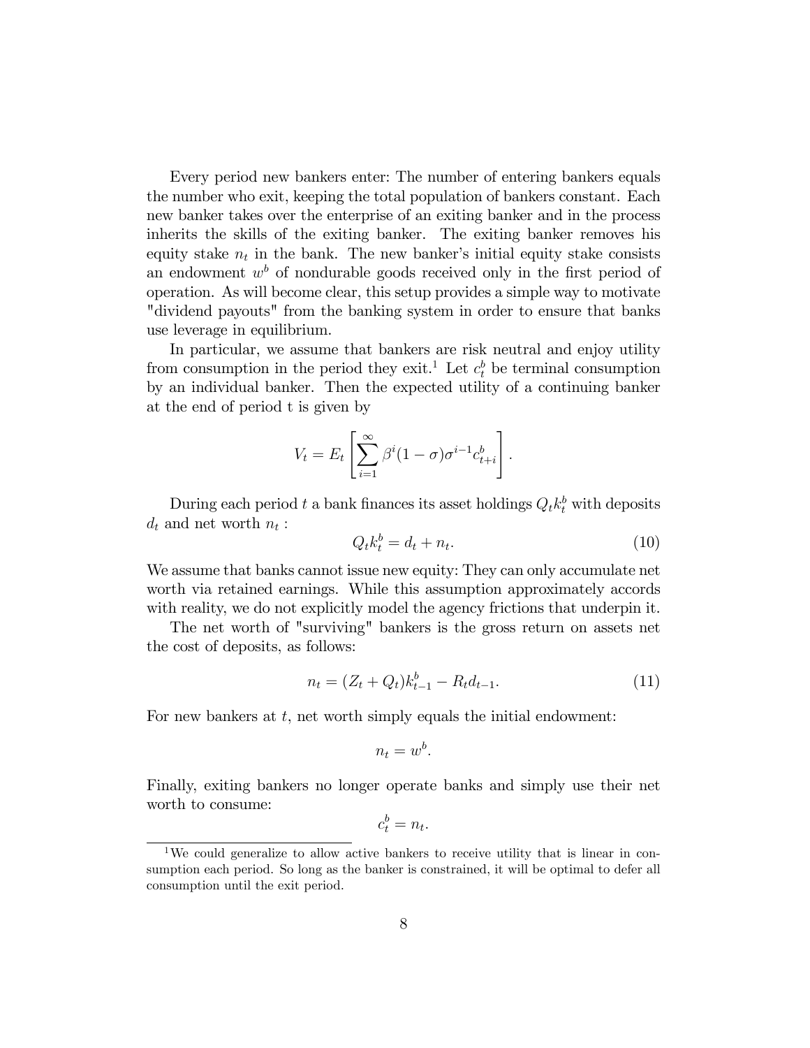Every period new bankers enter: The number of entering bankers equals the number who exit, keeping the total population of bankers constant. Each new banker takes over the enterprise of an exiting banker and in the process inherits the skills of the exiting banker. The exiting banker removes his equity stake $n_t$ in the bank. The new banker's initial equity stake consists an endowment $w^b$ of nondurable goods received only in the first period of operation. As will become clear, this setup provides a simple way to motivate "dividend payouts" from the banking system in order to ensure that banks use leverage in equilibrium.

In particular, we assume that bankers are risk neutral and enjoy utility from consumption in the period they exit.[1] Let $c_t^b$ be terminal consumption by an individual banker. Then the expected utility of a continuing banker at the end of period t is given by

$$V_t = E_t \left[ \sum_{i=1}^{\infty} \beta^i (1-\sigma) \sigma^{i-1} c_{t+i}^b \right].$$

During each period $t$ a bank finances its asset holdings $Q_t k_t^b$ with deposits $d_t$ and net worth $n_t$ :

$$Q_t k_t^b = d_t + n_t. \tag{10}$$

We assume that banks cannot issue new equity: They can only accumulate net worth via retained earnings. While this assumption approximately accords with reality, we do not explicitly model the agency frictions that underpin it.

The net worth of "surviving" bankers is the gross return on assets net the cost of deposits, as follows:

$$n_t = (Z_t + Q_t) k_{t-1}^b - R_t d_{t-1}. \tag{11}$$

For new bankers at $t$, net worth simply equals the initial endowment:

$$n_t = w^b.$$

Finally, exiting bankers no longer operate banks and simply use their net worth to consume:

$$c_t^b = n_t.$$

[1] We could generalize to allow active bankers to receive utility that is linear in consumption each period. So long as the banker is constrained, it will be optimal to defer all consumption until the exit period.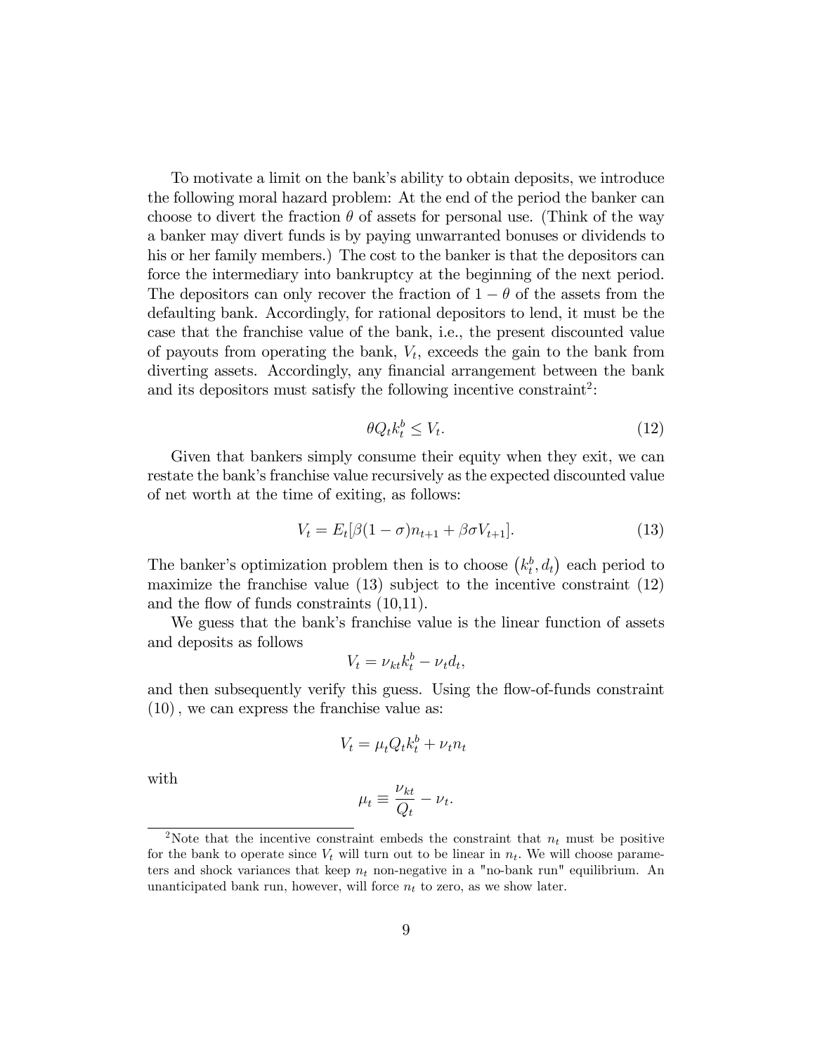To motivate a limit on the bank's ability to obtain deposits, we introduce the following moral hazard problem: At the end of the period the banker can choose to divert the fraction $\theta$ of assets for personal use. (Think of the way a banker may divert funds is by paying unwarranted bonuses or dividends to his or her family members.) The cost to the banker is that the depositors can force the intermediary into bankruptcy at the beginning of the next period. The depositors can only recover the fraction of $1 - \theta$ of the assets from the defaulting bank. Accordingly, for rational depositors to lend, it must be the case that the franchise value of the bank, i.e., the present discounted value of payouts from operating the bank, $V_t$, exceeds the gain to the bank from diverting assets. Accordingly, any financial arrangement between the bank and its depositors must satisfy the following incentive constraint[2]:

$$\theta Q_t k_t^b \leq V_t. \tag{12}$$

Given that bankers simply consume their equity when they exit, we can restate the bank's franchise value recursively as the expected discounted value of net worth at the time of exiting, as follows:

$$V_t = E_t[\beta(1 - \sigma)n_{t+1} + \beta\sigma V_{t+1}]. \tag{13}$$

The banker's optimization problem then is to choose $\left(k_t^b, d_t\right)$ each period to maximize the franchise value (13) subject to the incentive constraint (12) and the flow of funds constraints (10,11).

We guess that the bank's franchise value is the linear function of assets and deposits as follows

$$V_t = \nu_{kt} k_t^b - \nu_t d_t,$$

and then subsequently verify this guess. Using the flow-of-funds constraint (10), we can express the franchise value as:

$$V_t = \mu_t Q_t k_t^b + \nu_t n_t$$

with

$$\mu_t \equiv \frac{\nu_{kt}}{Q_t} - \nu_t.$$

[2]Note that the incentive constraint embeds the constraint that $n_t$ must be positive for the bank to operate since $V_t$ will turn out to be linear in $n_t$. We will choose parameters and shock variances that keep $n_t$ non-negative in a "no-bank run" equilibrium. An unanticipated bank run, however, will force $n_t$ to zero, as we show later.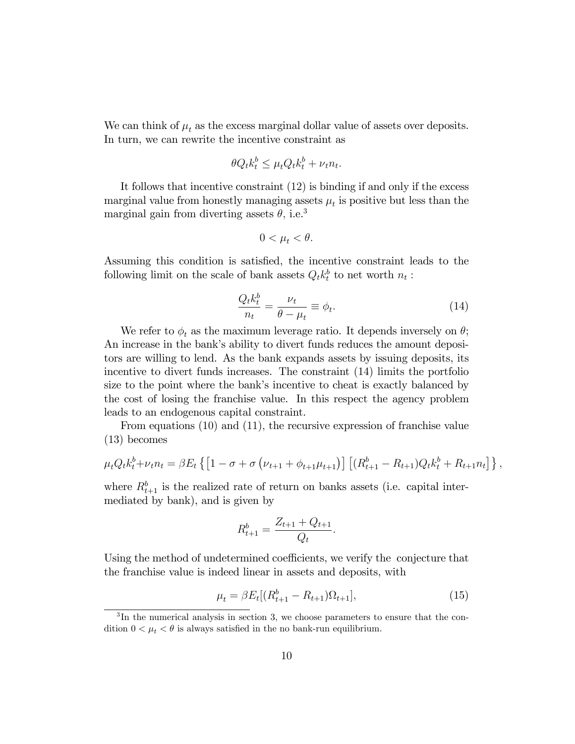We can think of $\mu_t$ as the excess marginal dollar value of assets over deposits. In turn, we can rewrite the incentive constraint as

$$\theta Q_t k_t^b \leq \mu_t Q_t k_t^b + \nu_t n_t.$$

It follows that incentive constraint (12) is binding if and only if the excess marginal value from honestly managing assets $\mu_t$ is positive but less than the marginal gain from diverting assets $\theta$, i.e.[3]

$$0 < \mu_t < \theta.$$

Assuming this condition is satisfied, the incentive constraint leads to the following limit on the scale of bank assets $Q_t k_t^b$ to net worth $n_t$ :

$$\frac{Q_t k_t^b}{n_t} = \frac{\nu_t}{\theta - \mu_t} \equiv \phi_t. \tag{14}$$

We refer to $\phi_t$ as the maximum leverage ratio. It depends inversely on $\theta$; An increase in the bank's ability to divert funds reduces the amount depositors are willing to lend. As the bank expands assets by issuing deposits, its incentive to divert funds increases. The constraint (14) limits the portfolio size to the point where the bank's incentive to cheat is exactly balanced by the cost of losing the franchise value. In this respect the agency problem leads to an endogenous capital constraint.

From equations (10) and (11), the recursive expression of franchise value (13) becomes

$$\mu_t Q_t k_t^b + \nu_t n_t = \beta E_t \left\{ \left[ 1 - \sigma + \sigma \left( \nu_{t+1} + \phi_{t+1} \mu_{t+1} \right) \right] \left[ (R_{t+1}^b - R_{t+1}) Q_t k_t^b + R_{t+1} n_t \right] \right\},$$

where $R_{t+1}^b$ is the realized rate of return on banks assets (i.e. capital intermediated by bank), and is given by

$$R_{t+1}^b = \frac{Z_{t+1} + Q_{t+1}}{Q_t}.$$

Using the method of undetermined coefficients, we verify the conjecture that the franchise value is indeed linear in assets and deposits, with

$$\mu_t = \beta E_t [(R_{t+1}^b - R_{t+1}) \Omega_{t+1}], \tag{15}$$

[3] In the numerical analysis in section 3, we choose parameters to ensure that the condition $0 < \mu_t < \theta$ is always satisfied in the no bank-run equilibrium.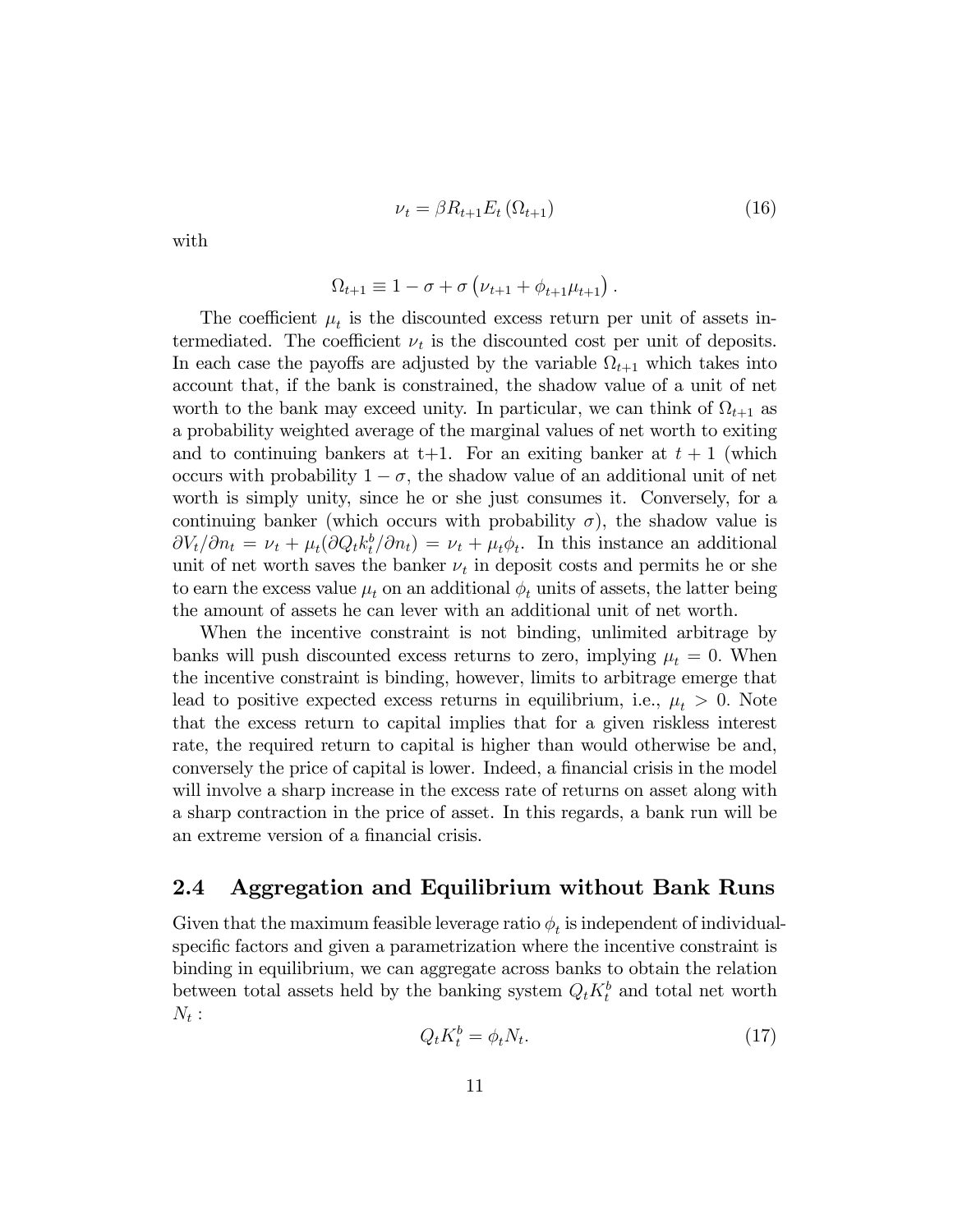$$\nu_t = \beta R_{t+1} E_t\left(\Omega_{t+1}\right) \tag{16}$$

with

$$\Omega_{t+1} \equiv 1 - \sigma + \sigma\left(\nu_{t+1} + \phi_{t+1}\mu_{t+1}\right).$$

The coefficient $\mu_t$ is the discounted excess return per unit of assets intermediated. The coefficient $\nu_t$ is the discounted cost per unit of deposits. In each case the payoffs are adjusted by the variable $\Omega_{t+1}$ which takes into account that, if the bank is constrained, the shadow value of a unit of net worth to the bank may exceed unity. In particular, we can think of $\Omega_{t+1}$ as a probability weighted average of the marginal values of net worth to exiting and to continuing bankers at t+1. For an exiting banker at $t+1$ (which occurs with probability $1-\sigma$, the shadow value of an additional unit of net worth is simply unity, since he or she just consumes it. Conversely, for a continuing banker (which occurs with probability $\sigma$), the shadow value is $\partial V_t/\partial n_t = \nu_t + \mu_t(\partial Q_t k_t^b/\partial n_t) = \nu_t + \mu_t\phi_t$. In this instance an additional unit of net worth saves the banker $\nu_t$ in deposit costs and permits he or she to earn the excess value $\mu_t$ on an additional $\phi_t$ units of assets, the latter being the amount of assets he can lever with an additional unit of net worth.

When the incentive constraint is not binding, unlimited arbitrage by banks will push discounted excess returns to zero, implying $\mu_t = 0$. When the incentive constraint is binding, however, limits to arbitrage emerge that lead to positive expected excess returns in equilibrium, i.e., $\mu_t > 0$. Note that the excess return to capital implies that for a given riskless interest rate, the required return to capital is higher than would otherwise be and, conversely the price of capital is lower. Indeed, a financial crisis in the model will involve a sharp increase in the excess rate of returns on asset along with a sharp contraction in the price of asset. In this regards, a bank run will be an extreme version of a financial crisis.

## 2.4 Aggregation and Equilibrium without Bank Runs

Given that the maximum feasible leverage ratio $\phi_t$ is independent of individual-specific factors and given a parametrization where the incentive constraint is binding in equilibrium, we can aggregate across banks to obtain the relation between total assets held by the banking system $Q_t K_t^b$ and total net worth $N_t$ :

$$Q_t K_t^b = \phi_t N_t. \tag{17}$$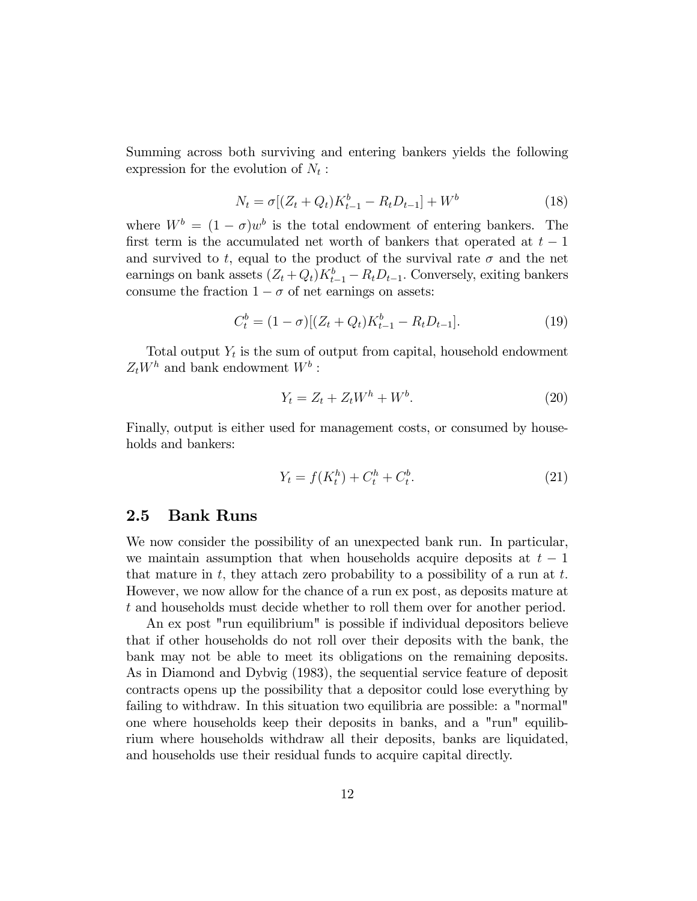Summing across both surviving and entering bankers yields the following expression for the evolution of $N_t$ :

$$N_t = \sigma[(Z_t + Q_t)K_{t-1}^b - R_t D_{t-1}] + W^b \tag{18}$$

where $W^b = (1 - \sigma)w^b$ is the total endowment of entering bankers. The first term is the accumulated net worth of bankers that operated at $t - 1$ and survived to $t$, equal to the product of the survival rate $\sigma$ and the net earnings on bank assets $(Z_t + Q_t)K_{t-1}^b - R_t D_{t-1}$. Conversely, exiting bankers consume the fraction $1 - \sigma$ of net earnings on assets:

$$C_t^b = (1 - \sigma)[(Z_t + Q_t)K_{t-1}^b - R_t D_{t-1}]. \tag{19}$$

Total output $Y_t$ is the sum of output from capital, household endowment $Z_t W^h$ and bank endowment $W^b$ :

$$Y_t = Z_t + Z_t W^h + W^b. \tag{20}$$

Finally, output is either used for management costs, or consumed by households and bankers:

$$Y_t = f(K_t^h) + C_t^h + C_t^b. \tag{21}$$

## 2.5 Bank Runs

We now consider the possibility of an unexpected bank run. In particular, we maintain assumption that when households acquire deposits at $t - 1$ that mature in $t$, they attach zero probability to a possibility of a run at $t$. However, we now allow for the chance of a run ex post, as deposits mature at $t$ and households must decide whether to roll them over for another period.

An ex post "run equilibrium" is possible if individual depositors believe that if other households do not roll over their deposits with the bank, the bank may not be able to meet its obligations on the remaining deposits. As in Diamond and Dybvig (1983), the sequential service feature of deposit contracts opens up the possibility that a depositor could lose everything by failing to withdraw. In this situation two equilibria are possible: a "normal" one where households keep their deposits in banks, and a "run" equilibrium where households withdraw all their deposits, banks are liquidated, and households use their residual funds to acquire capital directly.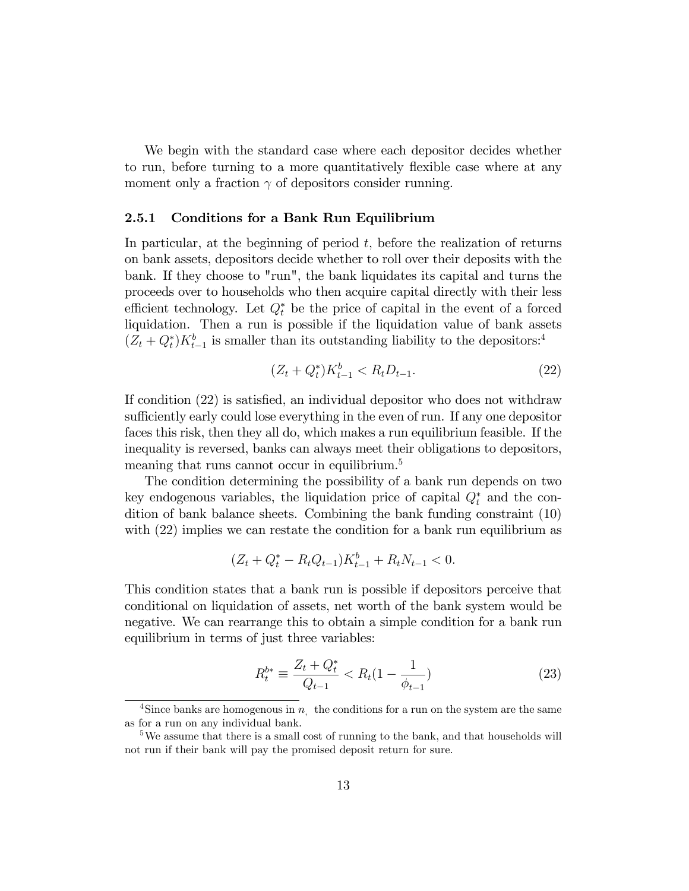We begin with the standard case where each depositor decides whether to run, before turning to a more quantitatively flexible case where at any moment only a fraction $\gamma$ of depositors consider running.

### 2.5.1 Conditions for a Bank Run Equilibrium

In particular, at the beginning of period $t$, before the realization of returns on bank assets, depositors decide whether to roll over their deposits with the bank. If they choose to "run", the bank liquidates its capital and turns the proceeds over to households who then acquire capital directly with their less efficient technology. Let $Q_t^*$ be the price of capital in the event of a forced liquidation. Then a run is possible if the liquidation value of bank assets $(Z_t + Q_t^*)K_{t-1}^b$ is smaller than its outstanding liability to the depositors:[4]

$$(Z_t + Q_t^*)K_{t-1}^b < R_t D_{t-1}. \tag{22}$$

If condition (22) is satisfied, an individual depositor who does not withdraw sufficiently early could lose everything in the even of run. If any one depositor faces this risk, then they all do, which makes a run equilibrium feasible. If the inequality is reversed, banks can always meet their obligations to depositors, meaning that runs cannot occur in equilibrium.[5]

The condition determining the possibility of a bank run depends on two key endogenous variables, the liquidation price of capital $Q_t^*$ and the condition of bank balance sheets. Combining the bank funding constraint (10) with (22) implies we can restate the condition for a bank run equilibrium as

$$(Z_t + Q_t^* - R_t Q_{t-1})K_{t-1}^b + R_t N_{t-1} < 0.$$

This condition states that a bank run is possible if depositors perceive that conditional on liquidation of assets, net worth of the bank system would be negative. We can rearrange this to obtain a simple condition for a bank run equilibrium in terms of just three variables:

$$R_t^{b*} \equiv \frac{Z_t + Q_t^*}{Q_{t-1}} < R_t\left(1 - \frac{1}{\phi_{t-1}}\right) \tag{23}$$

[4] Since banks are homogenous in $n_,$ the conditions for a run on the system are the same as for a run on any individual bank.

[5] We assume that there is a small cost of running to the bank, and that households will not run if their bank will pay the promised deposit return for sure.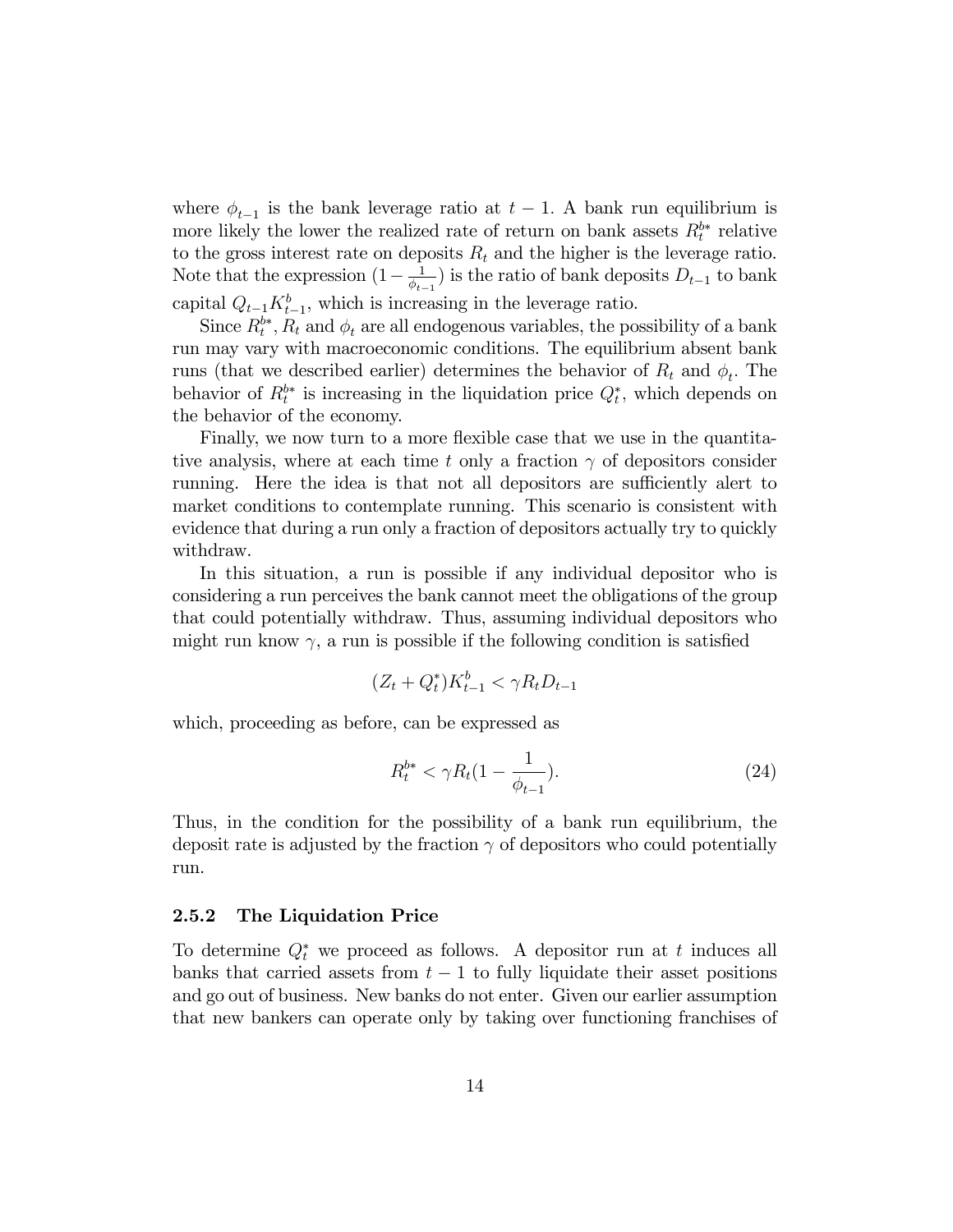where $\phi_{t-1}$ is the bank leverage ratio at $t-1$. A bank run equilibrium is more likely the lower the realized rate of return on bank assets $R_t^{b*}$ relative to the gross interest rate on deposits $R_t$ and the higher is the leverage ratio. Note that the expression $(1-\frac{1}{\phi_{t-1}})$ is the ratio of bank deposits $D_{t-1}$ to bank capital $Q_{t-1}K_{t-1}^b$, which is increasing in the leverage ratio.

Since $R_t^{b*}$, $R_t$ and $\phi_t$ are all endogenous variables, the possibility of a bank run may vary with macroeconomic conditions. The equilibrium absent bank runs (that we described earlier) determines the behavior of $R_t$ and $\phi_t$. The behavior of $R_t^{b*}$ is increasing in the liquidation price $Q_t^*$, which depends on the behavior of the economy.

Finally, we now turn to a more flexible case that we use in the quantitative analysis, where at each time $t$ only a fraction $\gamma$ of depositors consider running. Here the idea is that not all depositors are sufficiently alert to market conditions to contemplate running. This scenario is consistent with evidence that during a run only a fraction of depositors actually try to quickly withdraw.

In this situation, a run is possible if any individual depositor who is considering a run perceives the bank cannot meet the obligations of the group that could potentially withdraw. Thus, assuming individual depositors who might run know $\gamma$, a run is possible if the following condition is satisfied

$$(Z_t + Q_t^*)K_{t-1}^b < \gamma R_t D_{t-1}$$

which, proceeding as before, can be expressed as

$$R_t^{b*} < \gamma R_t(1 - \frac{1}{\phi_{t-1}}). \tag{24}$$

Thus, in the condition for the possibility of a bank run equilibrium, the deposit rate is adjusted by the fraction $\gamma$ of depositors who could potentially run.

### 2.5.2 The Liquidation Price

To determine $Q_t^*$ we proceed as follows. A depositor run at $t$ induces all banks that carried assets from $t-1$ to fully liquidate their asset positions and go out of business. New banks do not enter. Given our earlier assumption that new bankers can operate only by taking over functioning franchises of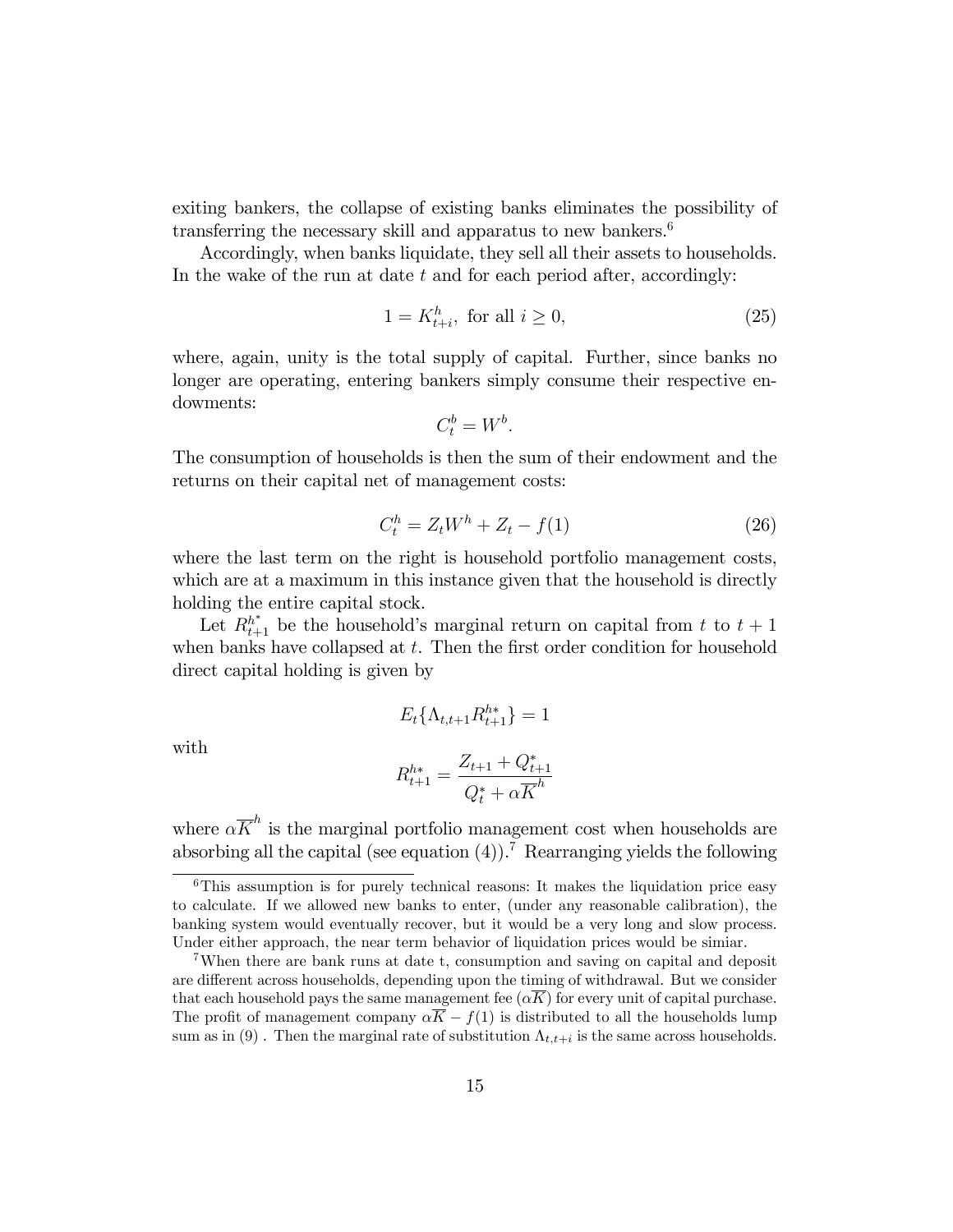exiting bankers, the collapse of existing banks eliminates the possibility of transferring the necessary skill and apparatus to new bankers.[6]

Accordingly, when banks liquidate, they sell all their assets to households. In the wake of the run at date $t$ and for each period after, accordingly:

$$1 = K^h_{t+i}, \text{ for all } i \geq 0, \tag{25}$$

where, again, unity is the total supply of capital. Further, since banks no longer are operating, entering bankers simply consume their respective endowments:

$$C^b_t = W^b.$$

The consumption of households is then the sum of their endowment and the returns on their capital net of management costs:

$$C^h_t = Z_t W^h + Z_t - f(1) \tag{26}$$

where the last term on the right is household portfolio management costs, which are at a maximum in this instance given that the household is directly holding the entire capital stock.

Let $R^{h^*}_{t+1}$ be the household's marginal return on capital from $t$ to $t+1$ when banks have collapsed at $t$. Then the first order condition for household direct capital holding is given by

$$E_t\{\Lambda_{t,t+1} R^{h*}_{t+1}\} = 1$$

with

$$R^{h*}_{t+1} = \frac{Z_{t+1} + Q^*_{t+1}}{Q^*_t + \alpha \overline{K}^h}$$

where $\alpha \overline{K}^h$ is the marginal portfolio management cost when households are absorbing all the capital (see equation (4)).[7] Rearranging yields the following

[6] This assumption is for purely technical reasons: It makes the liquidation price easy to calculate. If we allowed new banks to enter, (under any reasonable calibration), the banking system would eventually recover, but it would be a very long and slow process. Under either approach, the near term behavior of liquidation prices would be simiar.

[7] When there are bank runs at date t, consumption and saving on capital and deposit are different across households, depending upon the timing of withdrawal. But we consider that each household pays the same management fee ($\alpha \overline{K}$) for every unit of capital purchase. The profit of management company $\alpha \overline{K} - f(1)$ is distributed to all the households lump sum as in (9). Then the marginal rate of substitution $\Lambda_{t,t+i}$ is the same across households.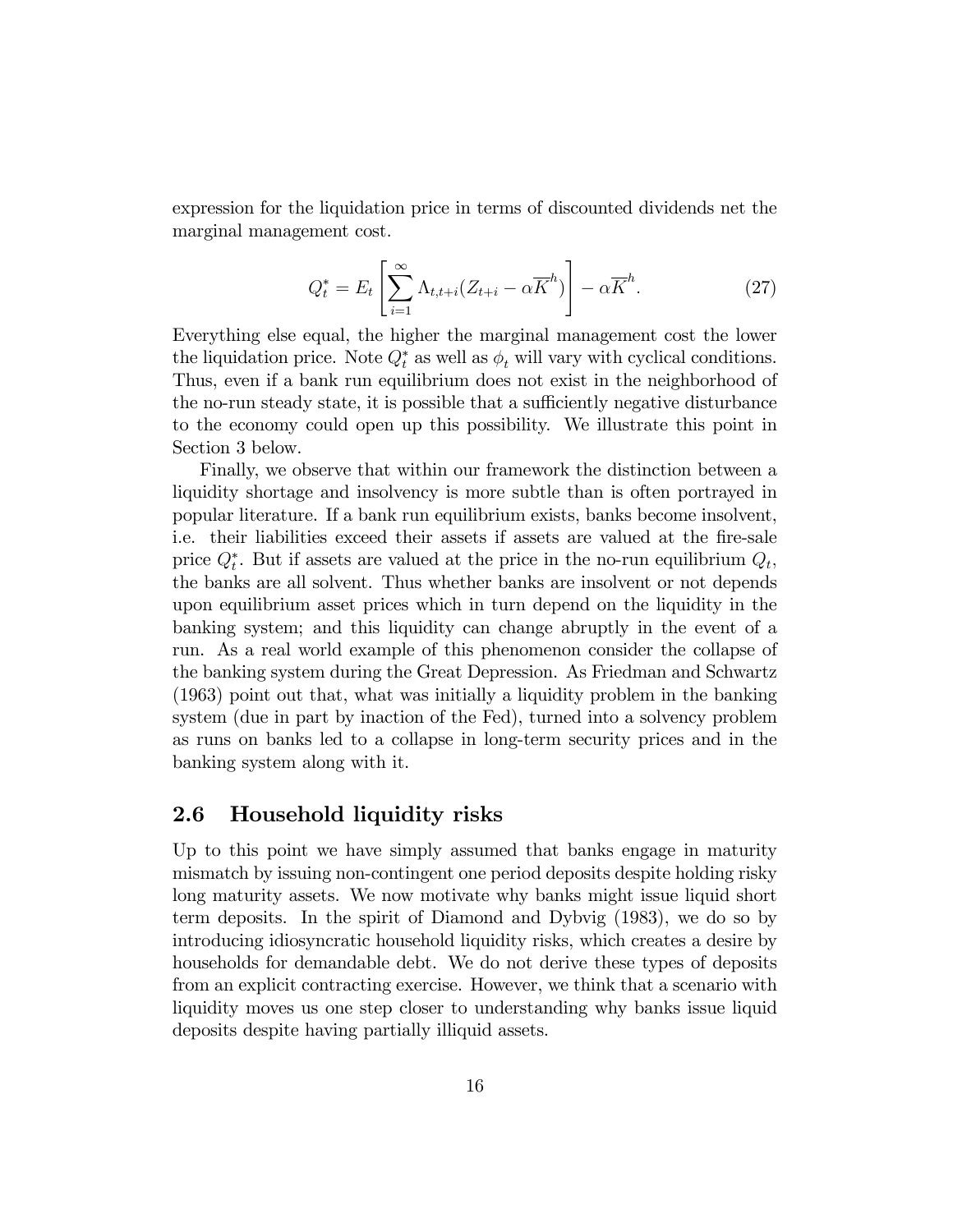expression for the liquidation price in terms of discounted dividends net the marginal management cost.

$$Q_t^* = E_t\left[\sum_{i=1}^{\infty}\Lambda_{t,t+i}(Z_{t+i} - \alpha\overline{K}^h)\right] - \alpha\overline{K}^h. \tag{27}$$

Everything else equal, the higher the marginal management cost the lower the liquidation price. Note $Q_t^*$ as well as $\phi_t$ will vary with cyclical conditions. Thus, even if a bank run equilibrium does not exist in the neighborhood of the no-run steady state, it is possible that a sufficiently negative disturbance to the economy could open up this possibility. We illustrate this point in Section 3 below.

Finally, we observe that within our framework the distinction between a liquidity shortage and insolvency is more subtle than is often portrayed in popular literature. If a bank run equilibrium exists, banks become insolvent, i.e. their liabilities exceed their assets if assets are valued at the fire-sale price $Q_t^*$. But if assets are valued at the price in the no-run equilibrium $Q_t$, the banks are all solvent. Thus whether banks are insolvent or not depends upon equilibrium asset prices which in turn depend on the liquidity in the banking system; and this liquidity can change abruptly in the event of a run. As a real world example of this phenomenon consider the collapse of the banking system during the Great Depression. As Friedman and Schwartz (1963) point out that, what was initially a liquidity problem in the banking system (due in part by inaction of the Fed), turned into a solvency problem as runs on banks led to a collapse in long-term security prices and in the banking system along with it.

## 2.6 Household liquidity risks

Up to this point we have simply assumed that banks engage in maturity mismatch by issuing non-contingent one period deposits despite holding risky long maturity assets. We now motivate why banks might issue liquid short term deposits. In the spirit of Diamond and Dybvig (1983), we do so by introducing idiosyncratic household liquidity risks, which creates a desire by households for demandable debt. We do not derive these types of deposits from an explicit contracting exercise. However, we think that a scenario with liquidity moves us one step closer to understanding why banks issue liquid deposits despite having partially illiquid assets.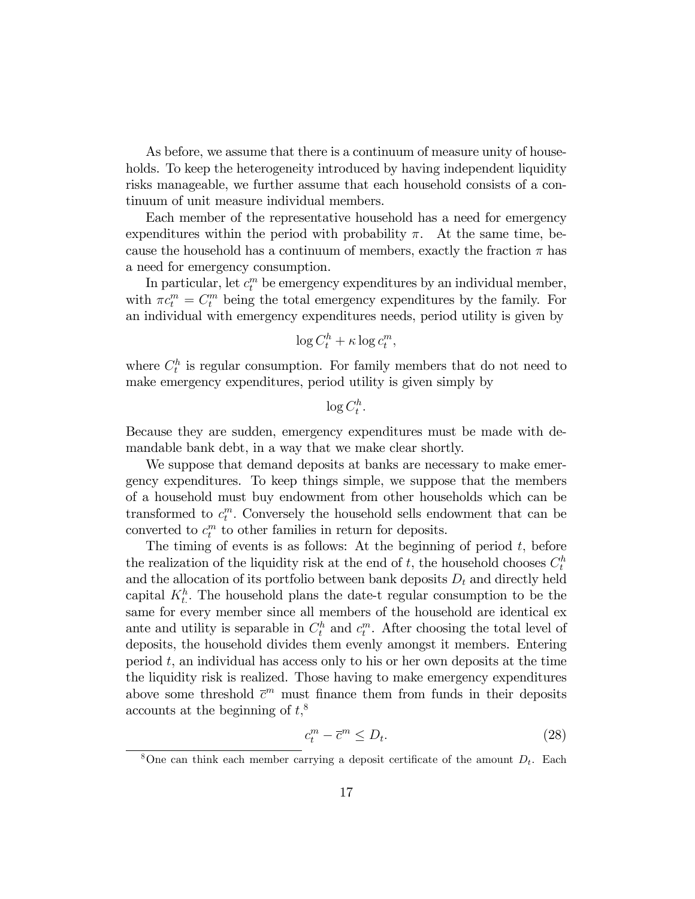As before, we assume that there is a continuum of measure unity of households. To keep the heterogeneity introduced by having independent liquidity risks manageable, we further assume that each household consists of a continuum of unit measure individual members.

Each member of the representative household has a need for emergency expenditures within the period with probability $\pi$. At the same time, because the household has a continuum of members, exactly the fraction $\pi$ has a need for emergency consumption.

In particular, let $c_t^m$ be emergency expenditures by an individual member, with $\pi c_t^m = C_t^m$ being the total emergency expenditures by the family. For an individual with emergency expenditures needs, period utility is given by

$$\log C_t^h + \kappa \log c_t^m,$$

where $C_t^h$ is regular consumption. For family members that do not need to make emergency expenditures, period utility is given simply by

$$\log C_t^h.$$

Because they are sudden, emergency expenditures must be made with demandable bank debt, in a way that we make clear shortly.

We suppose that demand deposits at banks are necessary to make emergency expenditures. To keep things simple, we suppose that the members of a household must buy endowment from other households which can be transformed to $c_t^m$. Conversely the household sells endowment that can be converted to $c_t^m$ to other families in return for deposits.

The timing of events is as follows: At the beginning of period $t$, before the realization of the liquidity risk at the end of $t$, the household chooses $C_t^h$ and the allocation of its portfolio between bank deposits $D_t$ and directly held capital $K_t^h$. The household plans the date-t regular consumption to be the same for every member since all members of the household are identical ex ante and utility is separable in $C_t^h$ and $c_t^m$. After choosing the total level of deposits, the household divides them evenly amongst it members. Entering period $t$, an individual has access only to his or her own deposits at the time the liquidity risk is realized. Those having to make emergency expenditures above some threshold $\bar{c}^m$ must finance them from funds in their deposits accounts at the beginning of $t$,[8]

$$c_t^m - \bar{c}^m \leq D_t. \tag{28}$$

[8] One can think each member carrying a deposit certificate of the amount $D_t$. Each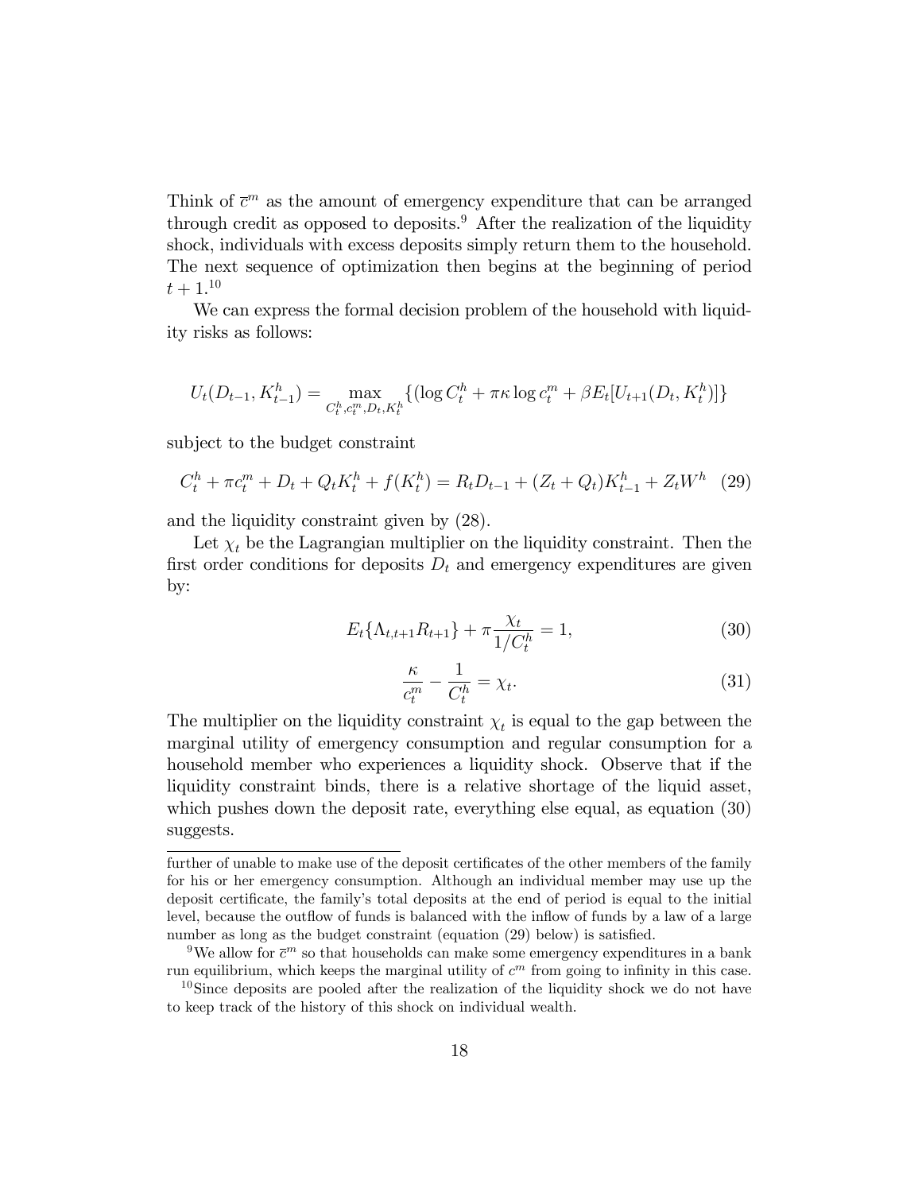Think of $\bar{c}^m$ as the amount of emergency expenditure that can be arranged through credit as opposed to deposits.[9] After the realization of the liquidity shock, individuals with excess deposits simply return them to the household. The next sequence of optimization then begins at the beginning of period $t+1$.[10]

We can express the formal decision problem of the household with liquidity risks as follows:

$$U_t(D_{t-1}, K_{t-1}^h) = \max_{C_t^h, c_t^m, D_t, K_t^h} \{(\log C_t^h + \pi\kappa \log c_t^m + \beta E_t[U_{t+1}(D_t, K_t^h)]\}$$

subject to the budget constraint

$$C_t^h + \pi c_t^m + D_t + Q_t K_t^h + f(K_t^h) = R_t D_{t-1} + (Z_t + Q_t)K_{t-1}^h + Z_t W^h \quad (29)$$

and the liquidity constraint given by (28).

Let $\chi_t$ be the Lagrangian multiplier on the liquidity constraint. Then the first order conditions for deposits $D_t$ and emergency expenditures are given by:

$$E_t\{\Lambda_{t,t+1} R_{t+1}\} + \pi \frac{\chi_t}{1/C_t^h} = 1, \quad (30)$$

$$\frac{\kappa}{c_t^m} - \frac{1}{C_t^h} = \chi_t. \quad (31)$$

The multiplier on the liquidity constraint $\chi_t$ is equal to the gap between the marginal utility of emergency consumption and regular consumption for a household member who experiences a liquidity shock. Observe that if the liquidity constraint binds, there is a relative shortage of the liquid asset, which pushes down the deposit rate, everything else equal, as equation (30) suggests.

---

further of unable to make use of the deposit certificates of the other members of the family for his or her emergency consumption. Although an individual member may use up the deposit certificate, the family's total deposits at the end of period is equal to the initial level, because the outflow of funds is balanced with the inflow of funds by a law of a large number as long as the budget constraint (equation (29) below) is satisfied.

[9] We allow for $\bar{c}^m$ so that households can make some emergency expenditures in a bank run equilibrium, which keeps the marginal utility of $c^m$ from going to infinity in this case.

[10] Since deposits are pooled after the realization of the liquidity shock we do not have to keep track of the history of this shock on individual wealth.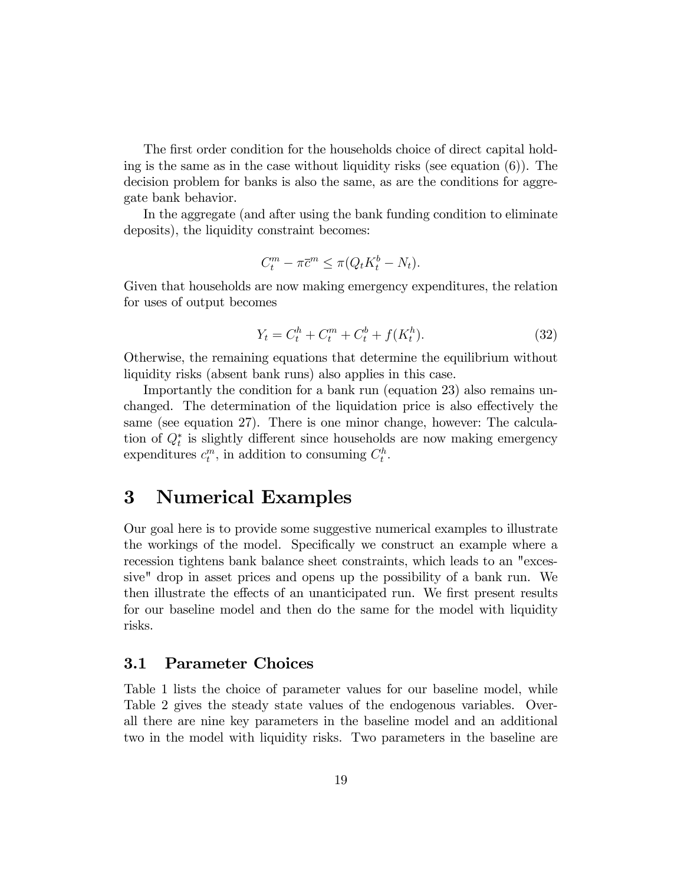The first order condition for the households choice of direct capital holding is the same as in the case without liquidity risks (see equation (6)). The decision problem for banks is also the same, as are the conditions for aggregate bank behavior.

In the aggregate (and after using the bank funding condition to eliminate deposits), the liquidity constraint becomes:

$$C_t^m - \pi \bar{c}^m \leq \pi (Q_t K_t^b - N_t).$$

Given that households are now making emergency expenditures, the relation for uses of output becomes

$$Y_t = C_t^h + C_t^m + C_t^b + f(K_t^h). \tag{32}$$

Otherwise, the remaining equations that determine the equilibrium without liquidity risks (absent bank runs) also applies in this case.

Importantly the condition for a bank run (equation 23) also remains unchanged. The determination of the liquidation price is also effectively the same (see equation 27). There is one minor change, however: The calculation of $Q_t^*$ is slightly different since households are now making emergency expenditures $c_t^m$, in addition to consuming $C_t^h$.

# 3 Numerical Examples

Our goal here is to provide some suggestive numerical examples to illustrate the workings of the model. Specifically we construct an example where a recession tightens bank balance sheet constraints, which leads to an "excessive" drop in asset prices and opens up the possibility of a bank run. We then illustrate the effects of an unanticipated run. We first present results for our baseline model and then do the same for the model with liquidity risks.

## 3.1 Parameter Choices

Table 1 lists the choice of parameter values for our baseline model, while Table 2 gives the steady state values of the endogenous variables. Overall there are nine key parameters in the baseline model and an additional two in the model with liquidity risks. Two parameters in the baseline are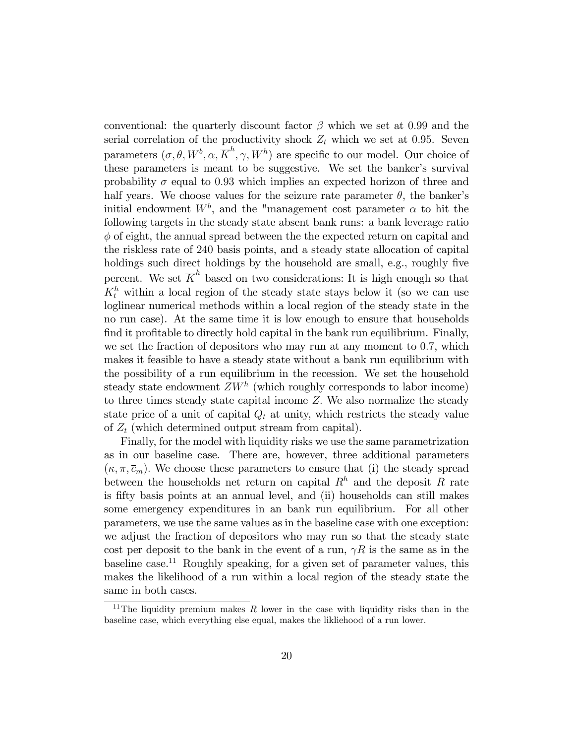conventional: the quarterly discount factor $\beta$ which we set at 0.99 and the serial correlation of the productivity shock $Z_t$ which we set at 0.95. Seven parameters $(\sigma, \theta, W^b, \alpha, \overline{K}^h, \gamma, W^h)$ are specific to our model. Our choice of these parameters is meant to be suggestive. We set the banker's survival probability $\sigma$ equal to 0.93 which implies an expected horizon of three and half years. We choose values for the seizure rate parameter $\theta$, the banker's initial endowment $W^b$, and the "management cost parameter $\alpha$ to hit the following targets in the steady state absent bank runs: a bank leverage ratio $\phi$ of eight, the annual spread between the the expected return on capital and the riskless rate of 240 basis points, and a steady state allocation of capital holdings such direct holdings by the household are small, e.g., roughly five percent. We set $\overline{K}^h$ based on two considerations: It is high enough so that $K_t^h$ within a local region of the steady state stays below it (so we can use loglinear numerical methods within a local region of the steady state in the no run case). At the same time it is low enough to ensure that households find it profitable to directly hold capital in the bank run equilibrium. Finally, we set the fraction of depositors who may run at any moment to 0.7, which makes it feasible to have a steady state without a bank run equilibrium with the possibility of a run equilibrium in the recession. We set the household steady state endowment $ZW^h$ (which roughly corresponds to labor income) to three times steady state capital income $Z$. We also normalize the steady state price of a unit of capital $Q_t$ at unity, which restricts the steady value of $Z_t$ (which determined output stream from capital).

Finally, for the model with liquidity risks we use the same parametrization as in our baseline case. There are, however, three additional parameters $(\kappa, \pi, \overline{c}_m)$. We choose these parameters to ensure that (i) the steady spread between the households net return on capital $R^h$ and the deposit $R$ rate is fifty basis points at an annual level, and (ii) households can still makes some emergency expenditures in an bank run equilibrium. For all other parameters, we use the same values as in the baseline case with one exception: we adjust the fraction of depositors who may run so that the steady state cost per deposit to the bank in the event of a run, $\gamma R$ is the same as in the baseline case.[11] Roughly speaking, for a given set of parameter values, this makes the likelihood of a run within a local region of the steady state the same in both cases.

[11] The liquidity premium makes $R$ lower in the case with liquidity risks than in the baseline case, which everything else equal, makes the likliehood of a run lower.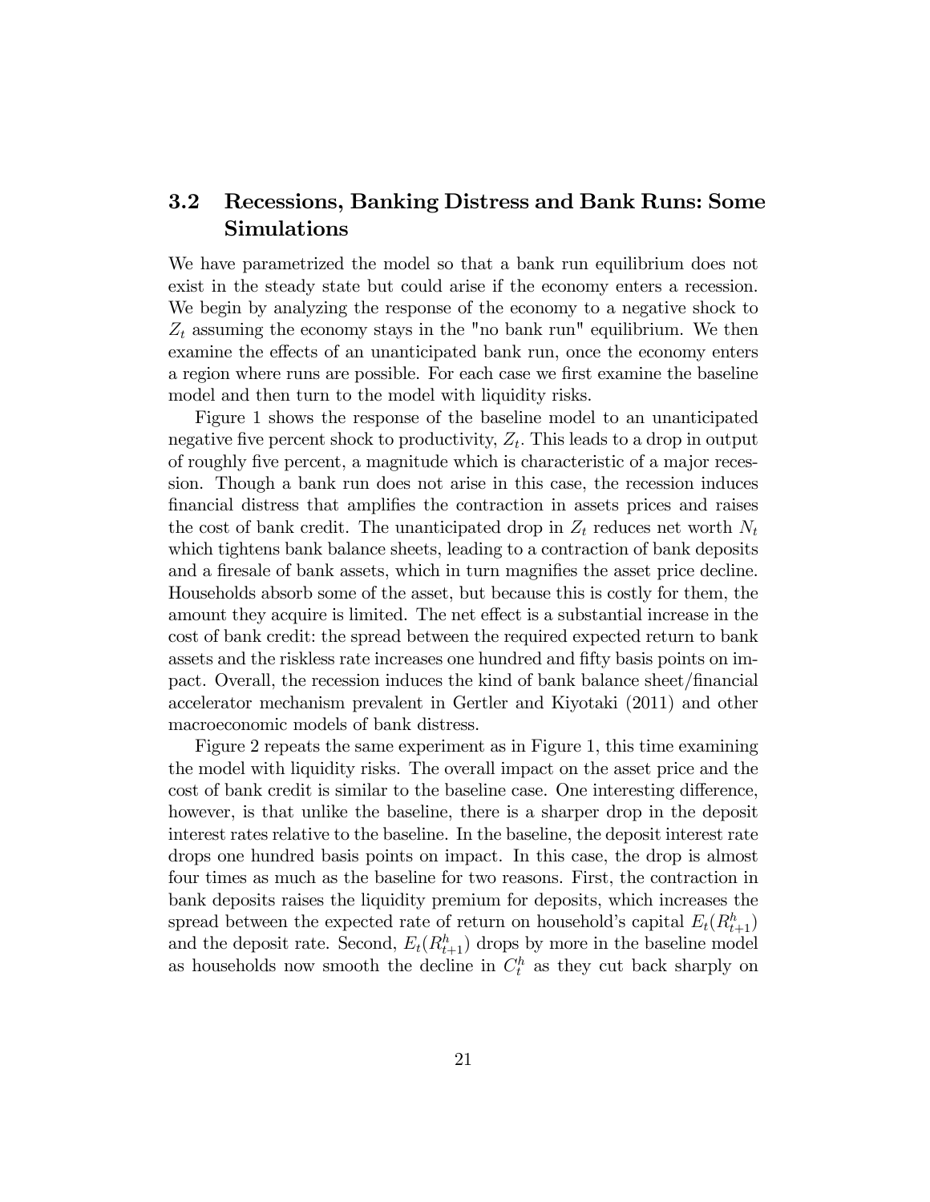## 3.2 Recessions, Banking Distress and Bank Runs: Some Simulations

We have parametrized the model so that a bank run equilibrium does not exist in the steady state but could arise if the economy enters a recession. We begin by analyzing the response of the economy to a negative shock to $Z_t$ assuming the economy stays in the "no bank run" equilibrium. We then examine the effects of an unanticipated bank run, once the economy enters a region where runs are possible. For each case we first examine the baseline model and then turn to the model with liquidity risks.

Figure 1 shows the response of the baseline model to an unanticipated negative five percent shock to productivity, $Z_t$. This leads to a drop in output of roughly five percent, a magnitude which is characteristic of a major recession. Though a bank run does not arise in this case, the recession induces financial distress that amplifies the contraction in assets prices and raises the cost of bank credit. The unanticipated drop in $Z_t$ reduces net worth $N_t$ which tightens bank balance sheets, leading to a contraction of bank deposits and a firesale of bank assets, which in turn magnifies the asset price decline. Households absorb some of the asset, but because this is costly for them, the amount they acquire is limited. The net effect is a substantial increase in the cost of bank credit: the spread between the required expected return to bank assets and the riskless rate increases one hundred and fifty basis points on impact. Overall, the recession induces the kind of bank balance sheet/financial accelerator mechanism prevalent in Gertler and Kiyotaki (2011) and other macroeconomic models of bank distress.

Figure 2 repeats the same experiment as in Figure 1, this time examining the model with liquidity risks. The overall impact on the asset price and the cost of bank credit is similar to the baseline case. One interesting difference, however, is that unlike the baseline, there is a sharper drop in the deposit interest rates relative to the baseline. In the baseline, the deposit interest rate drops one hundred basis points on impact. In this case, the drop is almost four times as much as the baseline for two reasons. First, the contraction in bank deposits raises the liquidity premium for deposits, which increases the spread between the expected rate of return on household's capital $E_t(R^h_{t+1})$ and the deposit rate. Second, $E_t(R^h_{t+1})$ drops by more in the baseline model as households now smooth the decline in $C^h_t$ as they cut back sharply on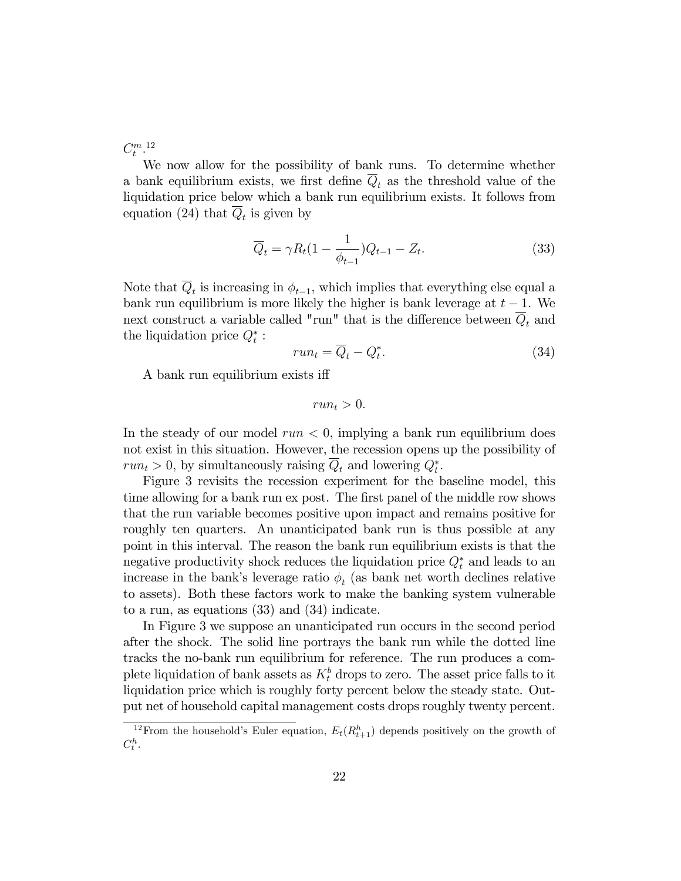$C_t^m$.[12]

We now allow for the possibility of bank runs. To determine whether a bank equilibrium exists, we first define $\overline{Q}_t$ as the threshold value of the liquidation price below which a bank run equilibrium exists. It follows from equation (24) that $\overline{Q}_t$ is given by

$$\overline{Q}_t = \gamma R_t (1 - \frac{1}{\phi_{t-1}}) Q_{t-1} - Z_t. \tag{33}$$

Note that $\overline{Q}_t$ is increasing in $\phi_{t-1}$, which implies that everything else equal a bank run equilibrium is more likely the higher is bank leverage at $t-1$. We next construct a variable called "run" that is the difference between $\overline{Q}_t$ and the liquidation price $Q_t^*$ :

$$run_t = \overline{Q}_t - Q_t^*. \tag{34}$$

A bank run equilibrium exists iff

$$run_t > 0.$$

In the steady of our model $run < 0$, implying a bank run equilibrium does not exist in this situation. However, the recession opens up the possibility of $run_t > 0$, by simultaneously raising $\overline{Q}_t$ and lowering $Q_t^*$.

Figure 3 revisits the recession experiment for the baseline model, this time allowing for a bank run ex post. The first panel of the middle row shows that the run variable becomes positive upon impact and remains positive for roughly ten quarters. An unanticipated bank run is thus possible at any point in this interval. The reason the bank run equilibrium exists is that the negative productivity shock reduces the liquidation price $Q_t^*$ and leads to an increase in the bank's leverage ratio $\phi_t$ (as bank net worth declines relative to assets). Both these factors work to make the banking system vulnerable to a run, as equations (33) and (34) indicate.

In Figure 3 we suppose an unanticipated run occurs in the second period after the shock. The solid line portrays the bank run while the dotted line tracks the no-bank run equilibrium for reference. The run produces a complete liquidation of bank assets as $K_t^b$ drops to zero. The asset price falls to it liquidation price which is roughly forty percent below the steady state. Output net of household capital management costs drops roughly twenty percent.

[12] From the household's Euler equation, $E_t(R_{t+1}^h)$ depends positively on the growth of $C_t^h$.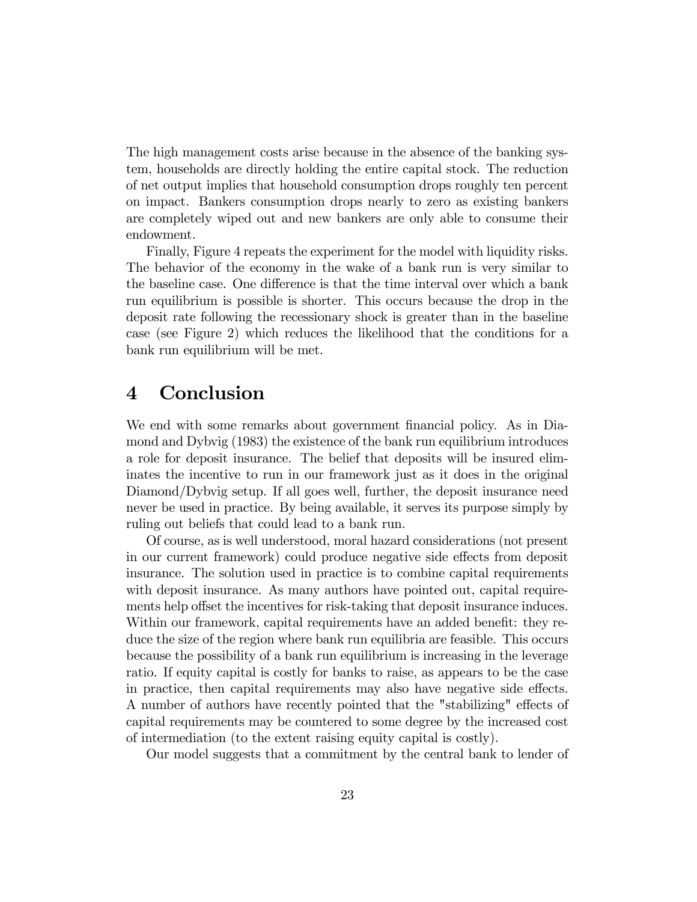The high management costs arise because in the absence of the banking system, households are directly holding the entire capital stock. The reduction of net output implies that household consumption drops roughly ten percent on impact. Bankers consumption drops nearly to zero as existing bankers are completely wiped out and new bankers are only able to consume their endowment.

Finally, Figure 4 repeats the experiment for the model with liquidity risks. The behavior of the economy in the wake of a bank run is very similar to the baseline case. One difference is that the time interval over which a bank run equilibrium is possible is shorter. This occurs because the drop in the deposit rate following the recessionary shock is greater than in the baseline case (see Figure 2) which reduces the likelihood that the conditions for a bank run equilibrium will be met.

# 4 Conclusion

We end with some remarks about government financial policy. As in Diamond and Dybvig (1983) the existence of the bank run equilibrium introduces a role for deposit insurance. The belief that deposits will be insured eliminates the incentive to run in our framework just as it does in the original Diamond/Dybvig setup. If all goes well, further, the deposit insurance need never be used in practice. By being available, it serves its purpose simply by ruling out beliefs that could lead to a bank run.

Of course, as is well understood, moral hazard considerations (not present in our current framework) could produce negative side effects from deposit insurance. The solution used in practice is to combine capital requirements with deposit insurance. As many authors have pointed out, capital requirements help offset the incentives for risk-taking that deposit insurance induces. Within our framework, capital requirements have an added benefit: they reduce the size of the region where bank run equilibria are feasible. This occurs because the possibility of a bank run equilibrium is increasing in the leverage ratio. If equity capital is costly for banks to raise, as appears to be the case in practice, then capital requirements may also have negative side effects. A number of authors have recently pointed that the "stabilizing" effects of capital requirements may be countered to some degree by the increased cost of intermediation (to the extent raising equity capital is costly).

Our model suggests that a commitment by the central bank to lender of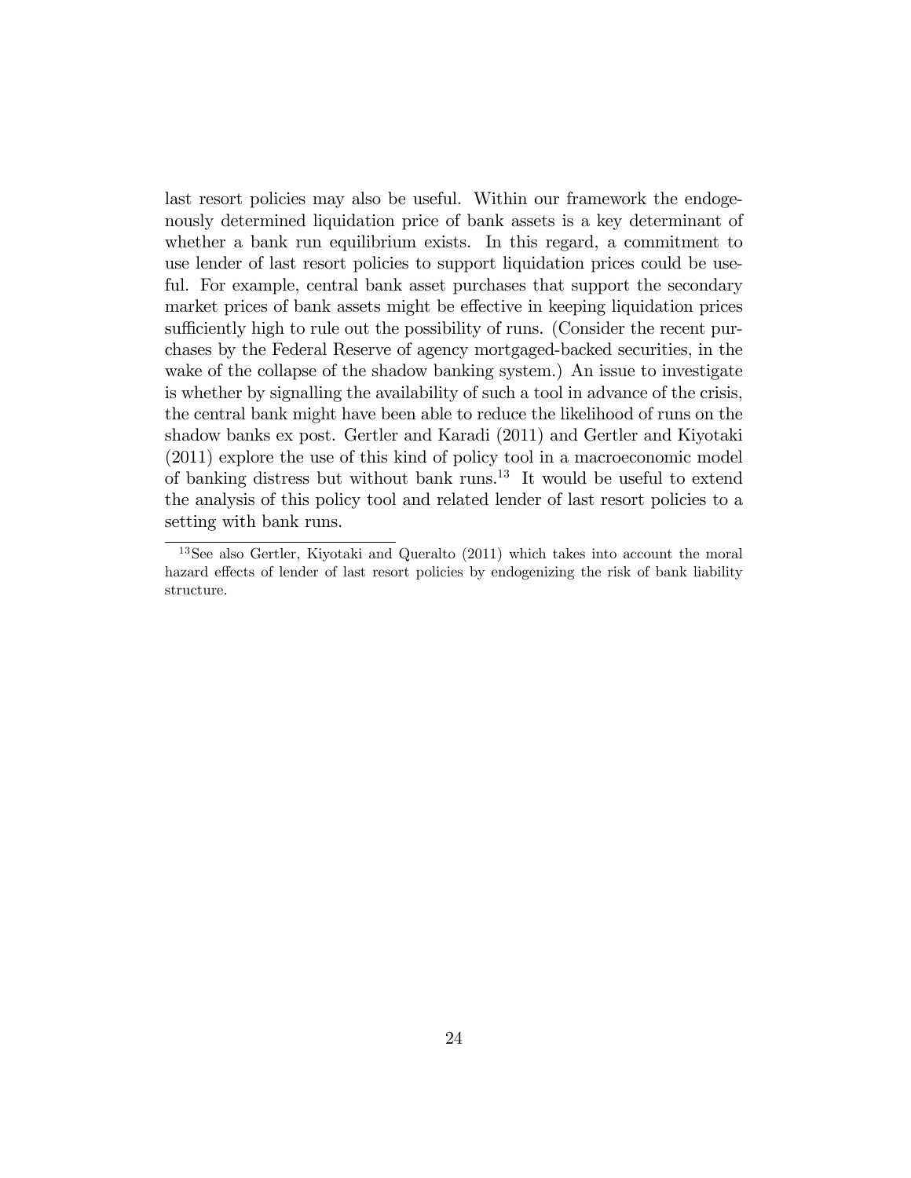last resort policies may also be useful. Within our framework the endogenously determined liquidation price of bank assets is a key determinant of whether a bank run equilibrium exists. In this regard, a commitment to use lender of last resort policies to support liquidation prices could be useful. For example, central bank asset purchases that support the secondary market prices of bank assets might be effective in keeping liquidation prices sufficiently high to rule out the possibility of runs. (Consider the recent purchases by the Federal Reserve of agency mortgaged-backed securities, in the wake of the collapse of the shadow banking system.) An issue to investigate is whether by signalling the availability of such a tool in advance of the crisis, the central bank might have been able to reduce the likelihood of runs on the shadow banks ex post. Gertler and Karadi (2011) and Gertler and Kiyotaki (2011) explore the use of this kind of policy tool in a macroeconomic model of banking distress but without bank runs.[13] It would be useful to extend the analysis of this policy tool and related lender of last resort policies to a setting with bank runs.

[13] See also Gertler, Kiyotaki and Queralto (2011) which takes into account the moral hazard effects of lender of last resort policies by endogenizing the risk of bank liability structure.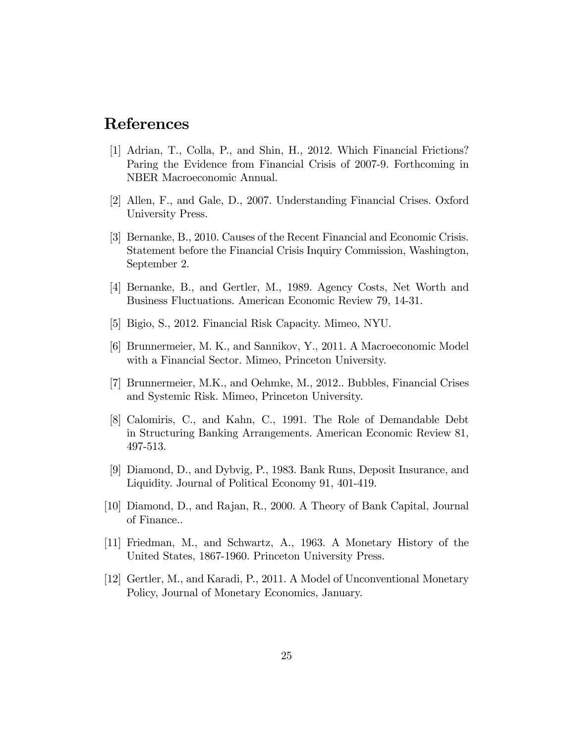# References

[1] Adrian, T., Colla, P., and Shin, H., 2012. Which Financial Frictions? Paring the Evidence from Financial Crisis of 2007-9. Forthcoming in NBER Macroeconomic Annual.

[2] Allen, F., and Gale, D., 2007. Understanding Financial Crises. Oxford University Press.

[3] Bernanke, B., 2010. Causes of the Recent Financial and Economic Crisis. Statement before the Financial Crisis Inquiry Commission, Washington, September 2.

[4] Bernanke, B., and Gertler, M., 1989. Agency Costs, Net Worth and Business Fluctuations. American Economic Review 79, 14-31.

[5] Bigio, S., 2012. Financial Risk Capacity. Mimeo, NYU.

[6] Brunnermeier, M. K., and Sannikov, Y., 2011. A Macroeconomic Model with a Financial Sector. Mimeo, Princeton University.

[7] Brunnermeier, M.K., and Oehmke, M., 2012.. Bubbles, Financial Crises and Systemic Risk. Mimeo, Princeton University.

[8] Calomiris, C., and Kahn, C., 1991. The Role of Demandable Debt in Structuring Banking Arrangements. American Economic Review 81, 497-513.

[9] Diamond, D., and Dybvig, P., 1983. Bank Runs, Deposit Insurance, and Liquidity. Journal of Political Economy 91, 401-419.

[10] Diamond, D., and Rajan, R., 2000. A Theory of Bank Capital, Journal of Finance..

[11] Friedman, M., and Schwartz, A., 1963. A Monetary History of the United States, 1867-1960. Princeton University Press.

[12] Gertler, M., and Karadi, P., 2011. A Model of Unconventional Monetary Policy, Journal of Monetary Economics, January.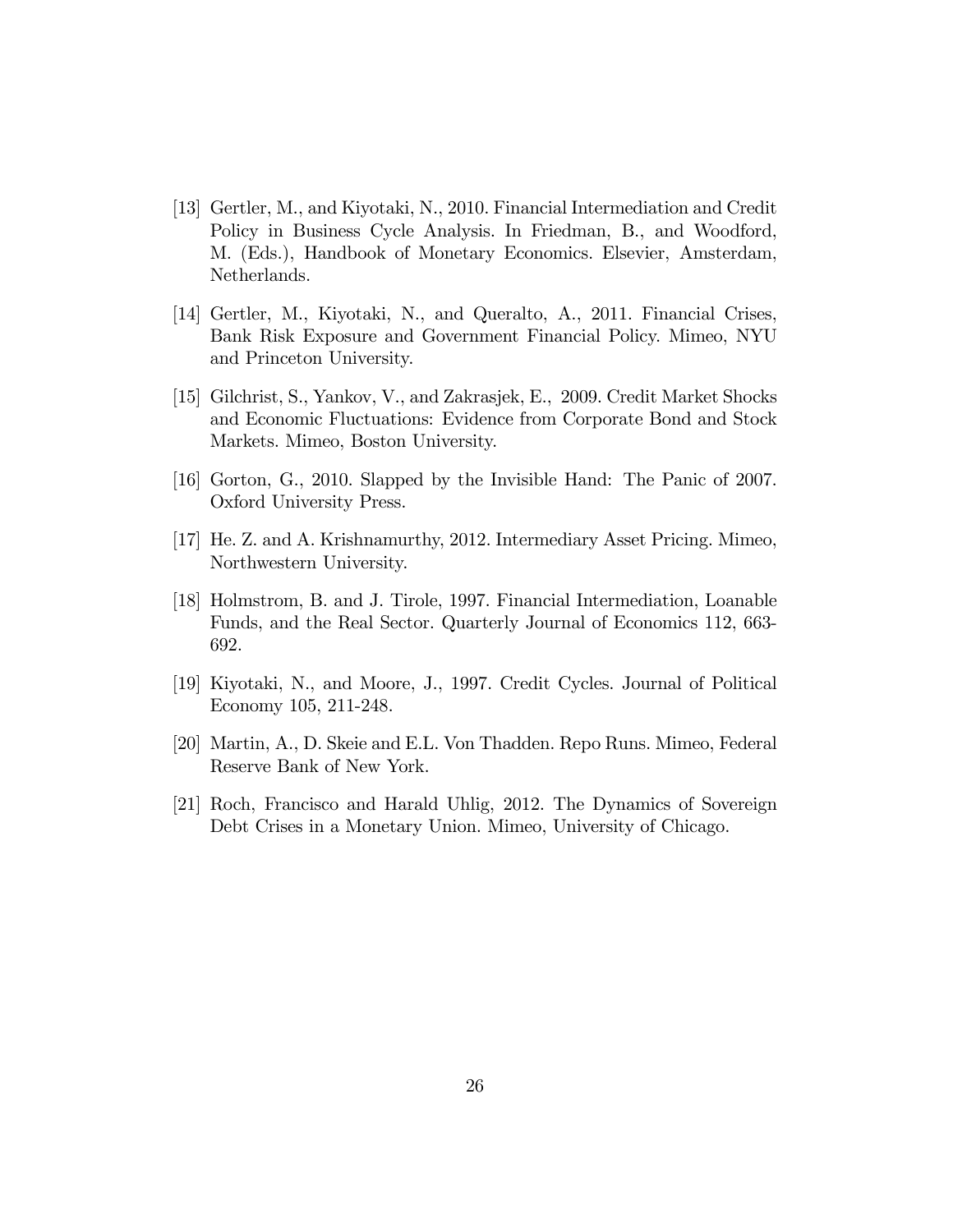[13] Gertler, M., and Kiyotaki, N., 2010. Financial Intermediation and Credit Policy in Business Cycle Analysis. In Friedman, B., and Woodford, M. (Eds.), Handbook of Monetary Economics. Elsevier, Amsterdam, Netherlands.

[14] Gertler, M., Kiyotaki, N., and Queralto, A., 2011. Financial Crises, Bank Risk Exposure and Government Financial Policy. Mimeo, NYU and Princeton University.

[15] Gilchrist, S., Yankov, V., and Zakrasjek, E., 2009. Credit Market Shocks and Economic Fluctuations: Evidence from Corporate Bond and Stock Markets. Mimeo, Boston University.

[16] Gorton, G., 2010. Slapped by the Invisible Hand: The Panic of 2007. Oxford University Press.

[17] He. Z. and A. Krishnamurthy, 2012. Intermediary Asset Pricing. Mimeo, Northwestern University.

[18] Holmstrom, B. and J. Tirole, 1997. Financial Intermediation, Loanable Funds, and the Real Sector. Quarterly Journal of Economics 112, 663-692.

[19] Kiyotaki, N., and Moore, J., 1997. Credit Cycles. Journal of Political Economy 105, 211-248.

[20] Martin, A., D. Skeie and E.L. Von Thadden. Repo Runs. Mimeo, Federal Reserve Bank of New York.

[21] Roch, Francisco and Harald Uhlig, 2012. The Dynamics of Sovereign Debt Crises in a Monetary Union. Mimeo, University of Chicago.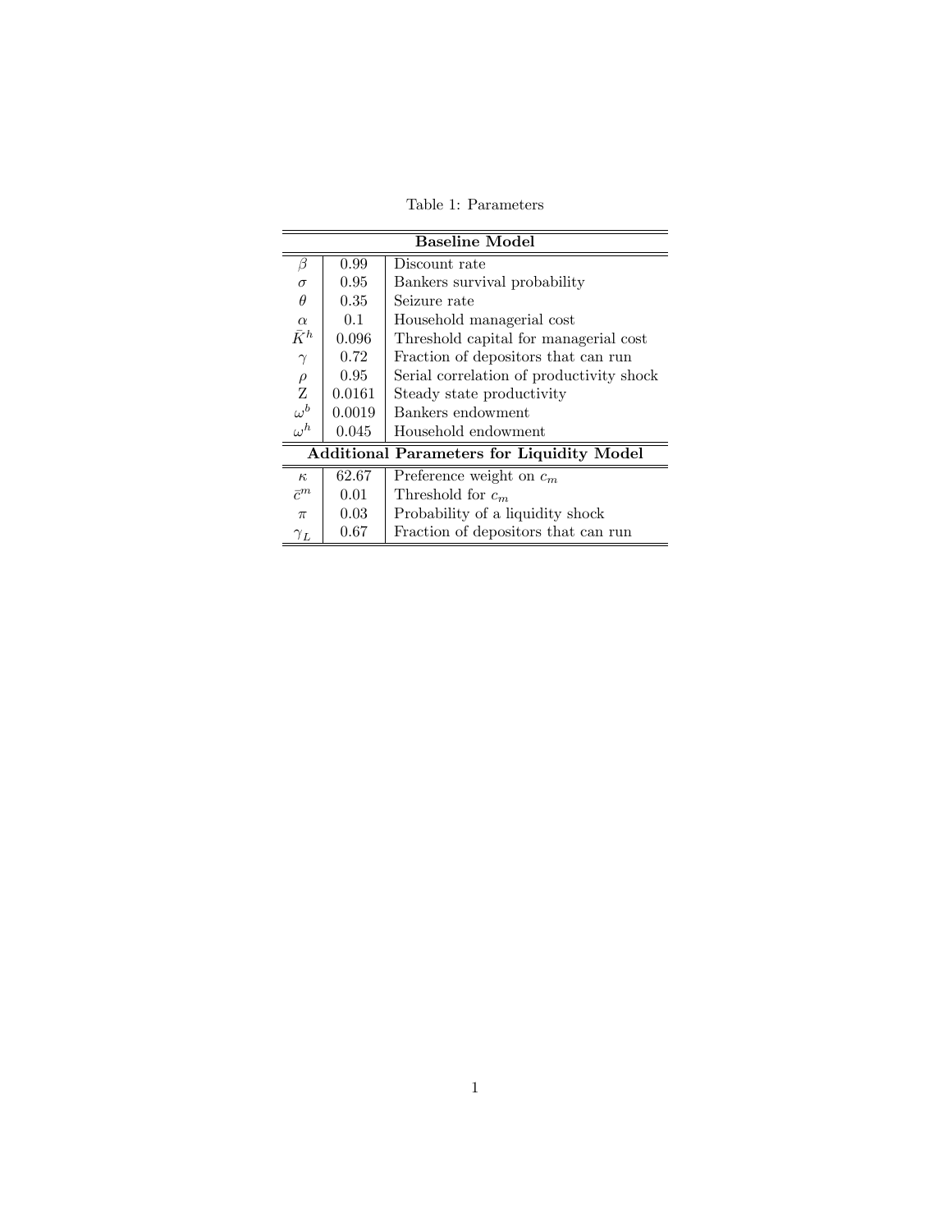Table 1: Parameters

| **Baseline Model** | | |
|---|---|---|
| $\beta$ | 0.99 | Discount rate |
| $\sigma$ | 0.95 | Bankers survival probability |
| $\theta$ | 0.35 | Seizure rate |
| $\alpha$ | 0.1 | Household managerial cost |
| $\bar{K}^h$ | 0.096 | Threshold capital for managerial cost |
| $\gamma$ | 0.72 | Fraction of depositors that can run |
| $\rho$ | 0.95 | Serial correlation of productivity shock |
| Z | 0.0161 | Steady state productivity |
| $\omega^b$ | 0.0019 | Bankers endowment |
| $\omega^h$ | 0.045 | Household endowment |
| **Additional Parameters for Liquidity Model** | | |
| $\kappa$ | 62.67 | Preference weight on $c_m$ |
| $\bar{c}^m$ | 0.01 | Threshold for $c_m$ |
| $\pi$ | 0.03 | Probability of a liquidity shock |
| $\gamma_L$ | 0.67 | Fraction of depositors that can run |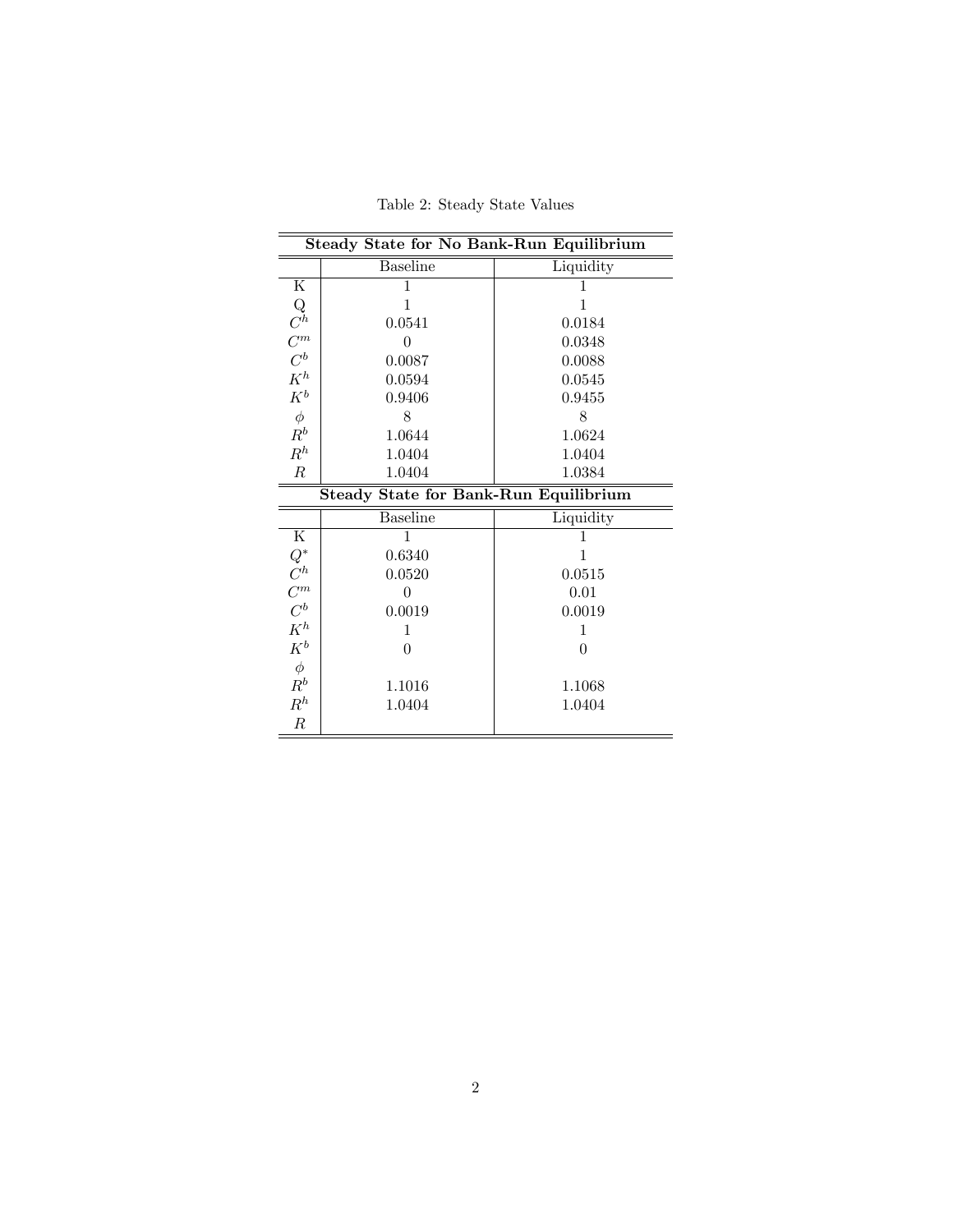Table 2: Steady State Values

| **Steady State for No Bank-Run Equilibrium** | | |
|---|---|---|
| | Baseline | Liquidity |
| K | 1 | 1 |
| Q | 1 | 1 |
| $C^h$ | 0.0541 | 0.0184 |
| $C^m$ | 0 | 0.0348 |
| $C^b$ | 0.0087 | 0.0088 |
| $K^h$ | 0.0594 | 0.0545 |
| $K^b$ | 0.9406 | 0.9455 |
| $\phi$ | 8 | 8 |
| $R^b$ | 1.0644 | 1.0624 |
| $R^h$ | 1.0404 | 1.0404 |
| $R$ | 1.0404 | 1.0384 |
| **Steady State for Bank-Run Equilibrium** | | |
| | Baseline | Liquidity |
| K | 1 | 1 |
| $Q^*$ | 0.6340 | 1 |
| $C^h$ | 0.0520 | 0.0515 |
| $C^m$ | 0 | 0.01 |
| $C^b$ | 0.0019 | 0.0019 |
| $K^h$ | 1 | 1 |
| $K^b$ | 0 | 0 |
| $\phi$ | | |
| $R^b$ | 1.1016 | 1.1068 |
| $R^h$ | 1.0404 | 1.0404 |
| $R$ | | |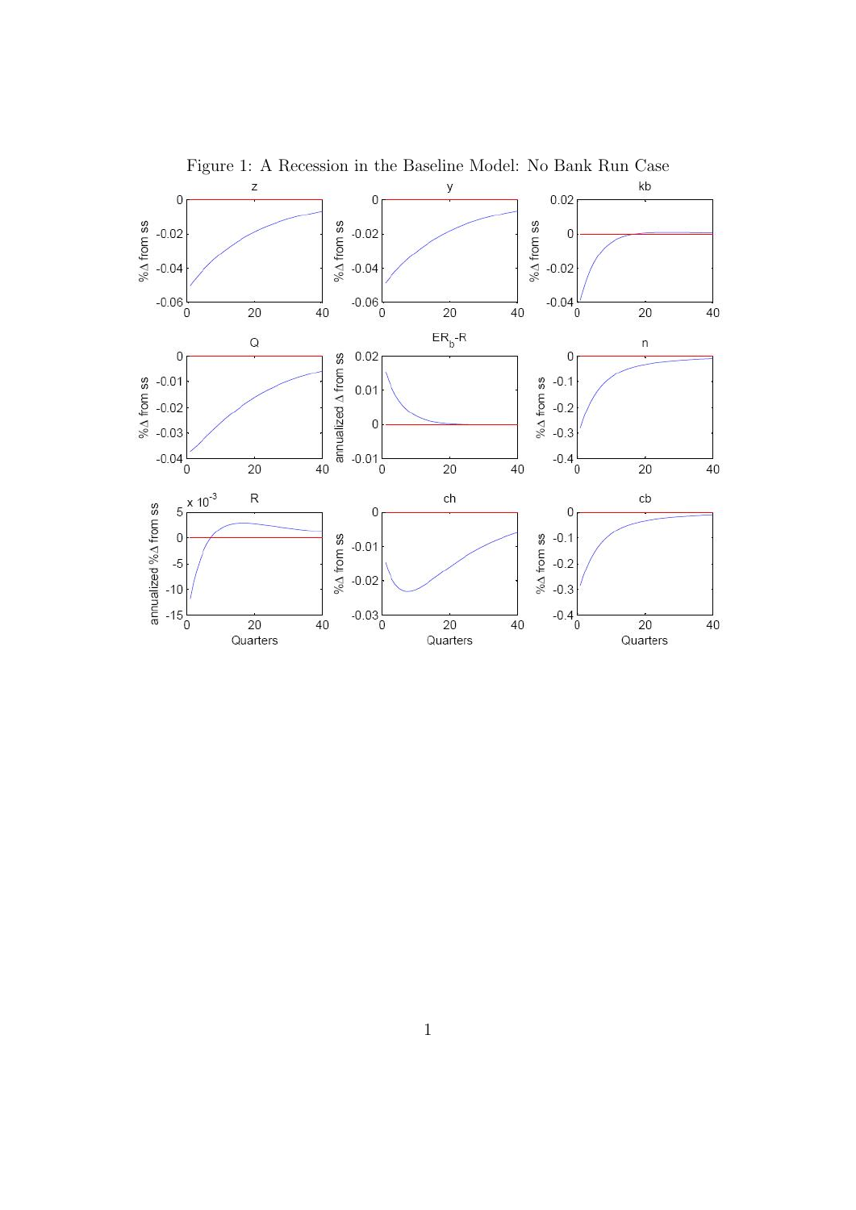Figure 1: A Recession in the Baseline Model: No Bank Run Case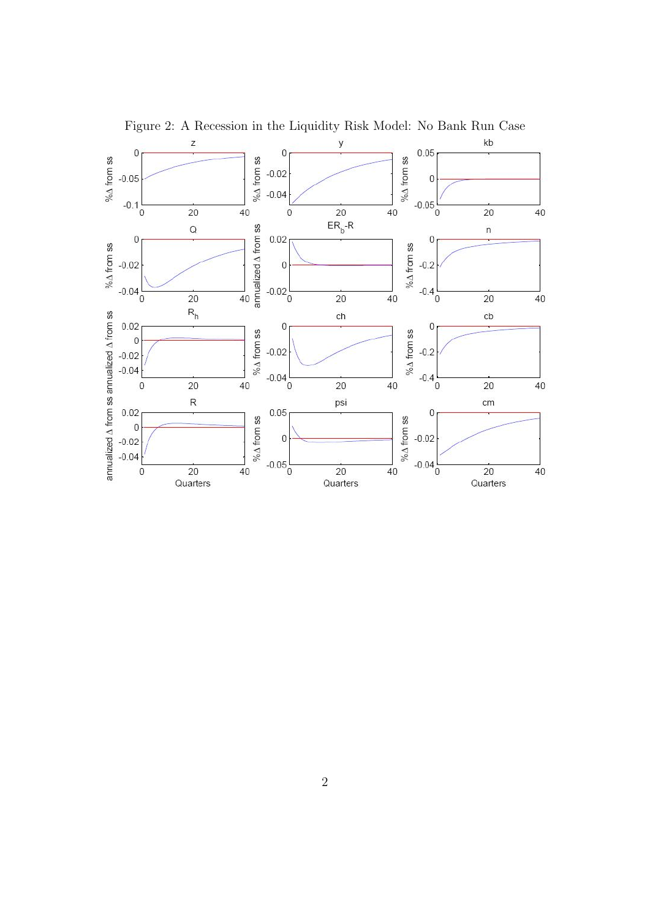Figure 2: A Recession in the Liquidity Risk Model: No Bank Run Case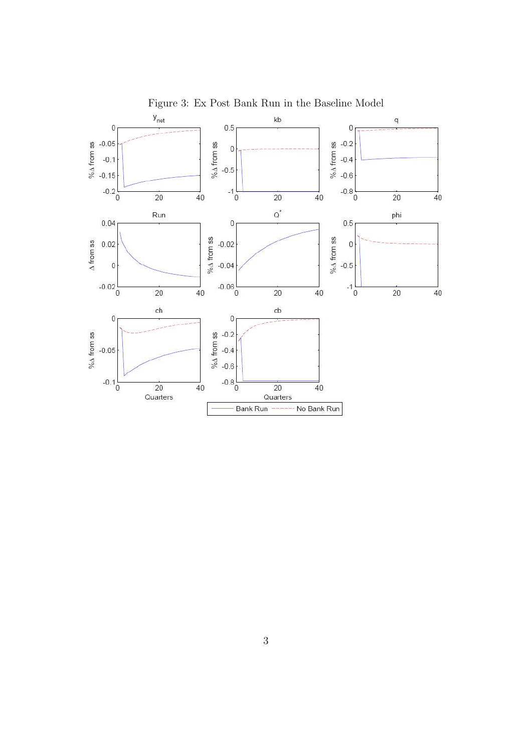Figure 3: Ex Post Bank Run in the Baseline Model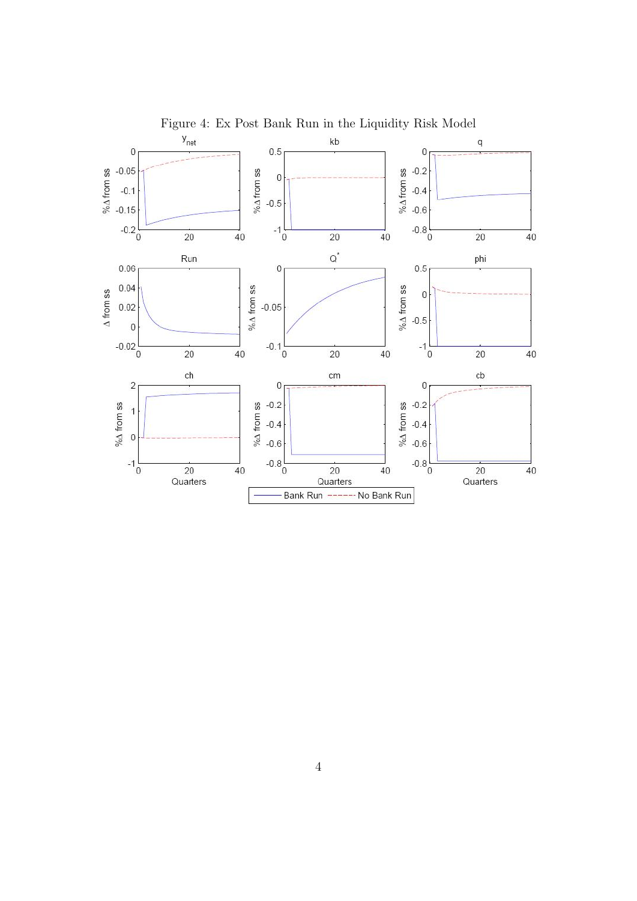Figure 4: Ex Post Bank Run in the Liquidity Risk Model

$y_{net}$

0
-0.05
-0.1
-0.15
-0.2

%Δ from ss

0 20 40

kb

0.5
0
-0.5
-1

%Δ from ss

0 20 40

q

0
-0.2
-0.4
-0.6
-0.8

%Δ from ss

0 20 40

Run

0.06
0.04
0.02
0
-0.02

Δ from ss

0 20 40

$Q^*$

0
-0.05
-0.1

%Δ from ss

0 20 40

phi

0.5
0
-0.5
-1

%Δ from ss

0 20 40

ch

2
1
0
-1

%Δ from ss

0 20 40

Quarters

cm

0
-0.2
-0.4
-0.6
-0.8

%Δ from ss

0 20 40

Quarters

cb

0
-0.2
-0.4
-0.6
-0.8

%Δ from ss

0 20 40

Quarters

Bank Run
No Bank Run